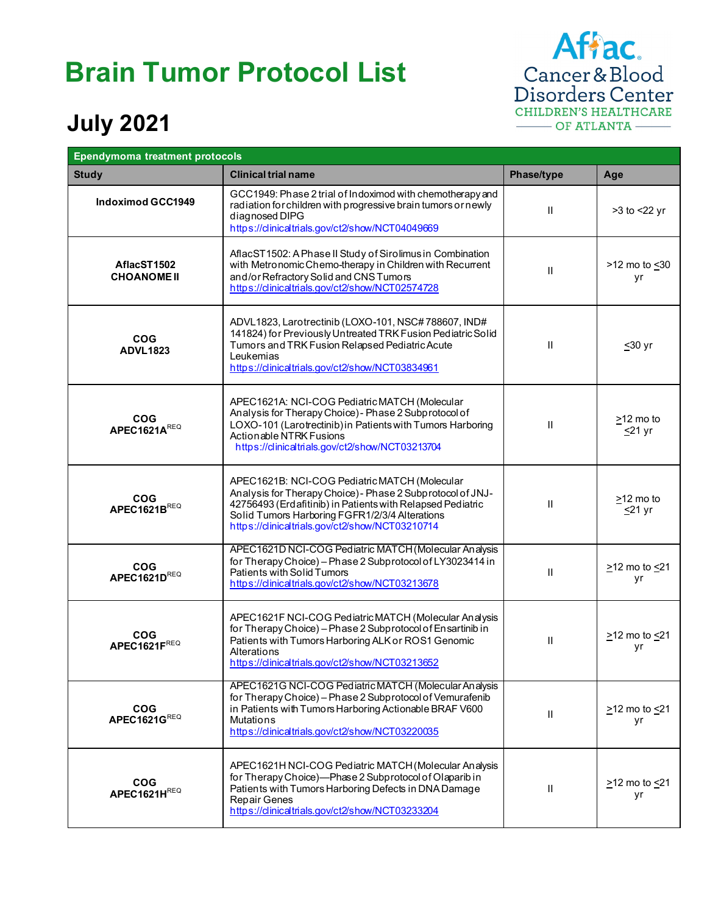# Brain Tumor Protocol List

Aflac Cancer & Blood Disorders Center
CHILDREN'S HEALTHCARE OF ATLANTA

## July 2021

| Ependymoma treatment protocols | | | |
|---|---|---|---|
| **Study** | **Clinical trial name** | **Phase/type** | **Age** |
| **Indoximod GCC1949** | GCC1949: Phase 2 trial of Indoximod with chemotherapy and radiation for children with progressive brain tumors or newly diagnosed DIPG https://clinicaltrials.gov/ct2/show/NCT04049669 | II | >3 to <22 yr |
| **AflacST1502 CHOANOME II** | AflacST1502: A Phase II Study of Sirolimus in Combination with Metronomic Chemo-therapy in Children with Recurrent and/or Refractory Solid and CNS Tumors https://clinicaltrials.gov/ct2/show/NCT02574728 | II | >12 mo to ≤30 yr |
| **COG ADVL1823** | ADVL1823, Larotrectinib (LOXO-101, NSC# 788607, IND# 141824) for Previously Untreated TRK Fusion Pediatric Solid Tumors and TRK Fusion Relapsed Pediatric Acute Leukemias https://clinicaltrials.gov/ct2/show/NCT03834961 | II | ≤30 yr |
| **COG APEC1621A**[REQ] | APEC1621A: NCI-COG Pediatric MATCH (Molecular Analysis for Therapy Choice) - Phase 2 Subprotocol of LOXO-101 (Larotrectinib) in Patients with Tumors Harboring Actionable NTRK Fusions https://clinicaltrials.gov/ct2/show/NCT03213704 | II | ≥12 mo to ≤21 yr |
| **COG APEC1621B**[REQ] | APEC1621B: NCI-COG Pediatric MATCH (Molecular Analysis for Therapy Choice) - Phase 2 Subprotocol of JNJ-42756493 (Erdafitinib) in Patients with Relapsed Pediatric Solid Tumors Harboring FGFR1/2/3/4 Alterations https://clinicaltrials.gov/ct2/show/NCT03210714 | II | ≥12 mo to ≤21 yr |
| **COG APEC1621D**[REQ] | APEC1621D NCI-COG Pediatric MATCH (Molecular Analysis for Therapy Choice) – Phase 2 Subprotocol of LY3023414 in Patients with Solid Tumors https://clinicaltrials.gov/ct2/show/NCT03213678 | II | ≥12 mo to ≤21 yr |
| **COG APEC1621F**[REQ] | APEC1621F NCI-COG Pediatric MATCH (Molecular Analysis for Therapy Choice) – Phase 2 Subprotocol of Ensartinib in Patients with Tumors Harboring ALK or ROS1 Genomic Alterations https://clinicaltrials.gov/ct2/show/NCT03213652 | II | ≥12 mo to ≤21 yr |
| **COG APEC1621G**[REQ] | APEC1621G NCI-COG Pediatric MATCH (Molecular Analysis for Therapy Choice) – Phase 2 Subprotocol of Vemurafenib in Patients with Tumors Harboring Actionable BRAF V600 Mutations https://clinicaltrials.gov/ct2/show/NCT03220035 | II | ≥12 mo to ≤21 yr |
| **COG APEC1621H**[REQ] | APEC1621H NCI-COG Pediatric MATCH (Molecular Analysis for Therapy Choice)—Phase 2 Subprotocol of Olaparib in Patients with Tumors Harboring Defects in DNA Damage Repair Genes https://clinicaltrials.gov/ct2/show/NCT03233204 | II | ≥12 mo to ≤21 yr |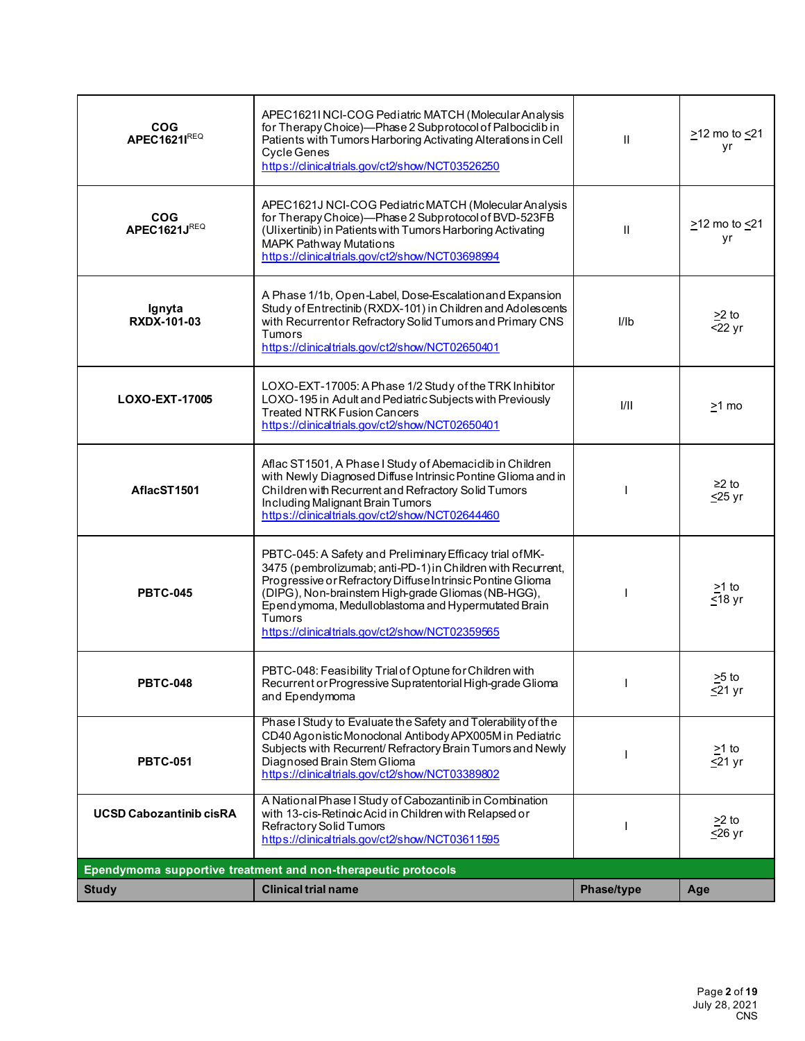| | | | |
|---|---|---|---|
| **COG APEC1621I** [REQ] | APEC1621I NCI-COG Pediatric MATCH (Molecular Analysis for Therapy Choice)—Phase 2 Subprotocol of Palbociclib in Patients with Tumors Harboring Activating Alterations in Cell Cycle Genes https://clinicaltrials.gov/ct2/show/NCT03526250 | II | ≥12 mo to ≤21 yr |
| **COG APEC1621J** [REQ] | APEC1621J NCI-COG Pediatric MATCH (Molecular Analysis for Therapy Choice)—Phase 2 Subprotocol of BVD-523FB (Ulixertinib) in Patients with Tumors Harboring Activating MAPK Pathway Mutations https://clinicaltrials.gov/ct2/show/NCT03698994 | II | ≥12 mo to ≤21 yr |
| **Ignyta RXDX-101-03** | A Phase 1/1b, Open-Label, Dose-Escalation and Expansion Study of Entrectinib (RXDX-101) in Children and Adolescents with Recurrent or Refractory Solid Tumors and Primary CNS Tumors https://clinicaltrials.gov/ct2/show/NCT02650401 | I/Ib | ≥2 to <22 yr |
| **LOXO-EXT-17005** | LOXO-EXT-17005: A Phase 1/2 Study of the TRK Inhibitor LOXO-195 in Adult and Pediatric Subjects with Previously Treated NTRK Fusion Cancers https://clinicaltrials.gov/ct2/show/NCT02650401 | I/II | ≥1 mo |
| **AflacST1501** | Aflac ST1501, A Phase I Study of Abemaciclib in Children with Newly Diagnosed Diffuse Intrinsic Pontine Glioma and in Children with Recurrent and Refractory Solid Tumors Including Malignant Brain Tumors https://clinicaltrials.gov/ct2/show/NCT02644460 | I | ≥2 to ≤25 yr |
| **PBTC-045** | PBTC-045: A Safety and Preliminary Efficacy trial of MK-3475 (pembrolizumab; anti-PD-1) in Children with Recurrent, Progressive or Refractory Diffuse Intrinsic Pontine Glioma (DIPG), Non-brainstem High-grade Gliomas (NB-HGG), Ependymoma, Medulloblastoma and Hypermutated Brain Tumors https://clinicaltrials.gov/ct2/show/NCT02359565 | I | ≥1 to ≤18 yr |
| **PBTC-048** | PBTC-048: Feasibility Trial of Optune for Children with Recurrent or Progressive Supratentorial High-grade Glioma and Ependymoma | I | ≥5 to ≤21 yr |
| **PBTC-051** | Phase I Study to Evaluate the Safety and Tolerability of the CD40 Agonistic Monoclonal Antibody APX005M in Pediatric Subjects with Recurrent/ Refractory Brain Tumors and Newly Diagnosed Brain Stem Glioma https://clinicaltrials.gov/ct2/show/NCT03389802 | I | ≥1 to ≤21 yr |
| **UCSD Cabozantinib cisRA** | A National Phase I Study of Cabozantinib in Combination with 13-cis-Retinoic Acid in Children with Relapsed or Refractory Solid Tumors https://clinicaltrials.gov/ct2/show/NCT03611595 | I | ≥2 to ≤26 yr |
| **Ependymoma supportive treatment and non-therapeutic protocols** | | | |
| **Study** | **Clinical trial name** | **Phase/type** | **Age** |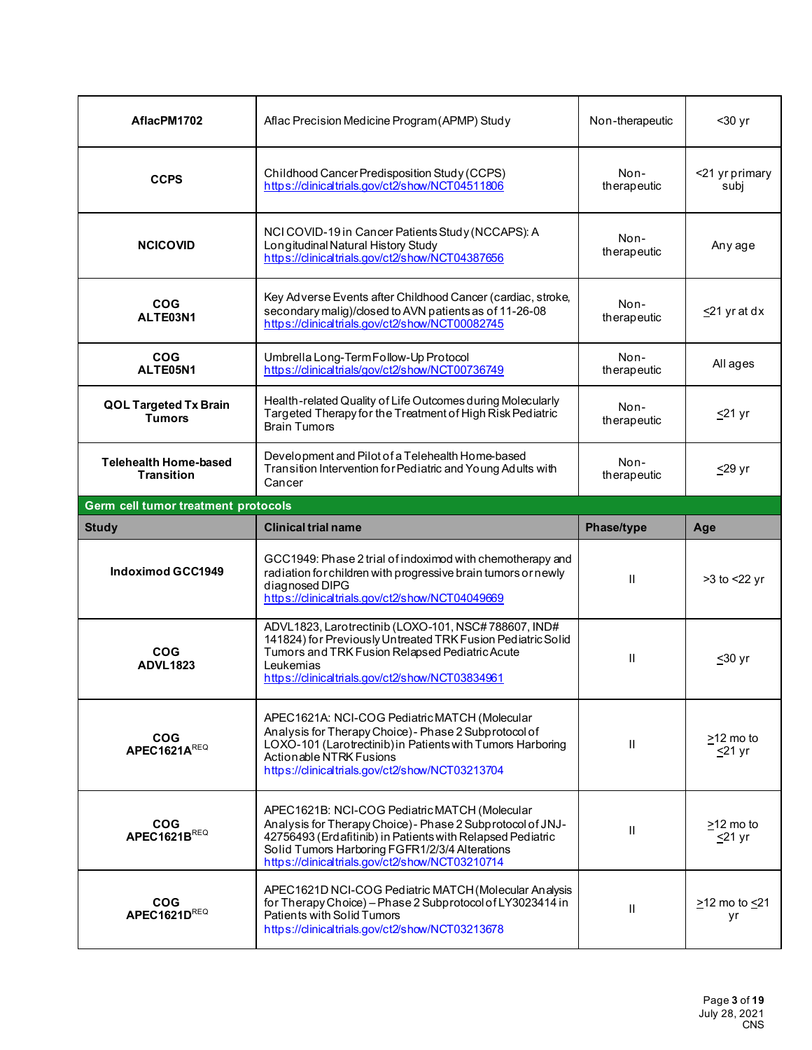| | | | |
|---|---|---|---|
| **AflacPM1702** | Aflac Precision Medicine Program (APMP) Study | Non-therapeutic | <30 yr |
| **CCPS** | Childhood Cancer Predisposition Study (CCPS) https://clinicaltrials.gov/ct2/show/NCT04511806 | Non-therapeutic | <21 yr primary subj |
| **NCICOVID** | NCI COVID-19 in Cancer Patients Study (NCCAPS): A Longitudinal Natural History Study https://clinicaltrials.gov/ct2/show/NCT04387656 | Non-therapeutic | Any age |
| **COG ALTE03N1** | Key Adverse Events after Childhood Cancer (cardiac, stroke, secondary malig)/closed to AVN patients as of 11-26-08 https://clinicaltrials.gov/ct2/show/NCT00082745 | Non-therapeutic | ≤21 yr at dx |
| **COG ALTE05N1** | Umbrella Long-Term Follow-Up Protocol https://clinicaltrials.gov/ct2/show/NCT00736749 | Non-therapeutic | All ages |
| **QOL Targeted Tx Brain Tumors** | Health-related Quality of Life Outcomes during Molecularly Targeted Therapy for the Treatment of High Risk Pediatric Brain Tumors | Non-therapeutic | ≤21 yr |
| **Telehealth Home-based Transition** | Development and Pilot of a Telehealth Home-based Transition Intervention for Pediatric and Young Adults with Cancer | Non-therapeutic | ≤29 yr |

**Germ cell tumor treatment protocols**

| Study | Clinical trial name | Phase/type | Age |
|---|---|---|---|
| **Indoximod GCC1949** | GCC1949: Phase 2 trial of indoximod with chemotherapy and radiation for children with progressive brain tumors or newly diagnosed DIPG https://clinicaltrials.gov/ct2/show/NCT04049669 | II | >3 to <22 yr |
| **COG ADVL1823** | ADVL1823, Larotrectinib (LOXO-101, NSC# 788607, IND# 141824) for Previously Untreated TRK Fusion Pediatric Solid Tumors and TRK Fusion Relapsed Pediatric Acute Leukemias https://clinicaltrials.gov/ct2/show/NCT03834961 | II | ≤30 yr |
| **COG APEC1621A**[REQ] | APEC1621A: NCI-COG Pediatric MATCH (Molecular Analysis for Therapy Choice) - Phase 2 Subprotocol of LOXO-101 (Larotrectinib) in Patients with Tumors Harboring Actionable NTRK Fusions https://clinicaltrials.gov/ct2/show/NCT03213704 | II | ≥12 mo to ≤21 yr |
| **COG APEC1621B**[REQ] | APEC1621B: NCI-COG Pediatric MATCH (Molecular Analysis for Therapy Choice) - Phase 2 Subprotocol of JNJ-42756493 (Erdafitinib) in Patients with Relapsed Pediatric Solid Tumors Harboring FGFR1/2/3/4 Alterations https://clinicaltrials.gov/ct2/show/NCT03210714 | II | ≥12 mo to ≤21 yr |
| **COG APEC1621D**[REQ] | APEC1621D NCI-COG Pediatric MATCH (Molecular Analysis for Therapy Choice) – Phase 2 Subprotocol of LY3023414 in Patients with Solid Tumors https://clinicaltrials.gov/ct2/show/NCT03213678 | II | ≥12 mo to ≤21 yr |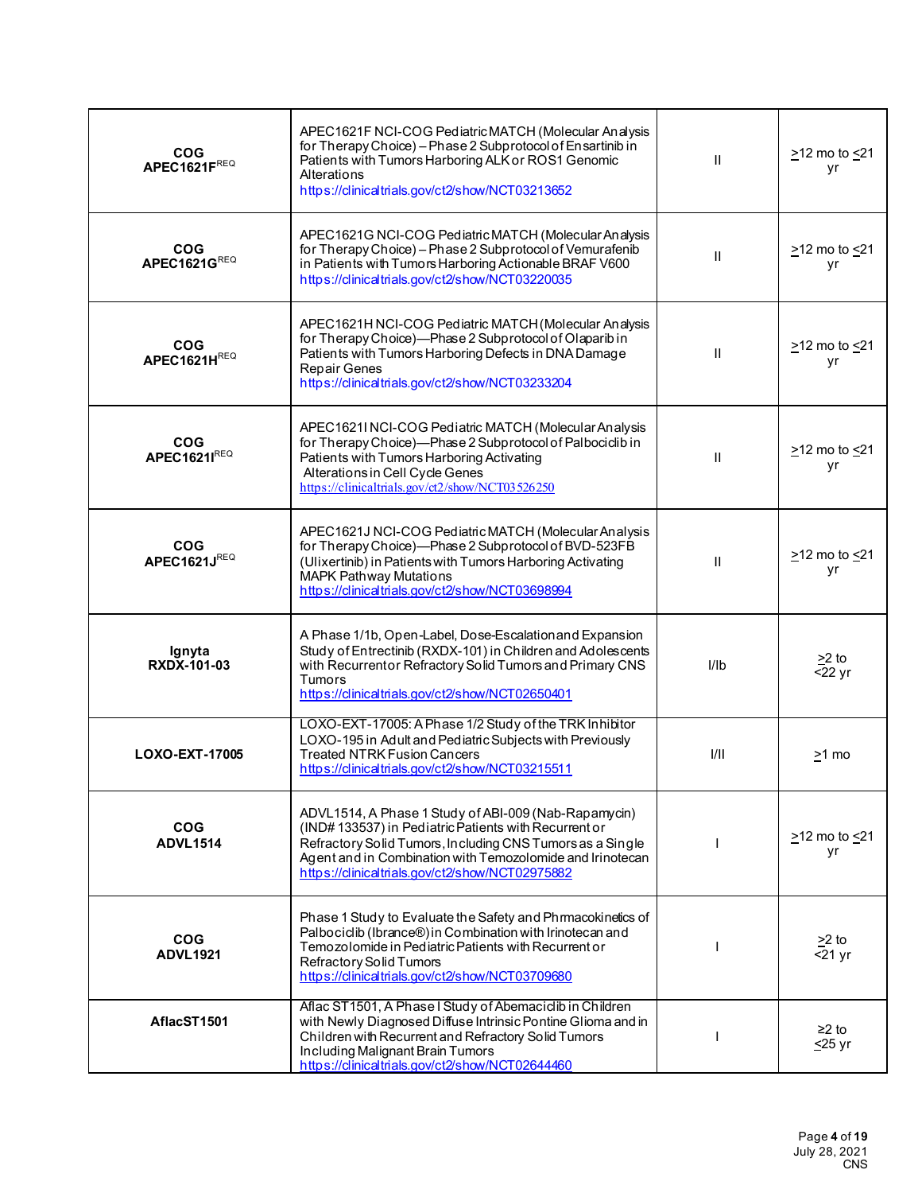| | | | |
|---|---|---|---|
| **COG APEC1621F**[REQ] | APEC1621F NCI-COG Pediatric MATCH (Molecular Analysis for Therapy Choice) – Phase 2 Subprotocol of Ensartinib in Patients with Tumors Harboring ALK or ROS1 Genomic Alterations https://clinicaltrials.gov/ct2/show/NCT03213652 | II | ≥12 mo to ≤21 yr |
| **COG APEC1621G**[REQ] | APEC1621G NCI-COG Pediatric MATCH (Molecular Analysis for Therapy Choice) – Phase 2 Subprotocol of Vemurafenib in Patients with Tumors Harboring Actionable BRAF V600 https://clinicaltrials.gov/ct2/show/NCT03220035 | II | ≥12 mo to ≤21 yr |
| **COG APEC1621H**[REQ] | APEC1621H NCI-COG Pediatric MATCH (Molecular Analysis for Therapy Choice)—Phase 2 Subprotocol of Olaparib in Patients with Tumors Harboring Defects in DNA Damage Repair Genes https://clinicaltrials.gov/ct2/show/NCT03233204 | II | ≥12 mo to ≤21 yr |
| **COG APEC1621I**[REQ] | APEC1621I NCI-COG Pediatric MATCH (Molecular Analysis for Therapy Choice)—Phase 2 Subprotocol of Palbociclib in Patients with Tumors Harboring Activating Alterations in Cell Cycle Genes https://clinicaltrials.gov/ct2/show/NCT03526250 | II | ≥12 mo to ≤21 yr |
| **COG APEC1621J**[REQ] | APEC1621J NCI-COG Pediatric MATCH (Molecular Analysis for Therapy Choice)—Phase 2 Subprotocol of BVD-523FB (Ulixertinib) in Patients with Tumors Harboring Activating MAPK Pathway Mutations https://clinicaltrials.gov/ct2/show/NCT03698994 | II | ≥12 mo to ≤21 yr |
| **Ignyta RXDX-101-03** | A Phase 1/1b, Open-Label, Dose-Escalation and Expansion Study of Entrectinib (RXDX-101) in Children and Adolescents with Recurrent or Refractory Solid Tumors and Primary CNS Tumors https://clinicaltrials.gov/ct2/show/NCT02650401 | I/Ib | ≥2 to <22 yr |
| **LOXO-EXT-17005** | LOXO-EXT-17005: A Phase 1/2 Study of the TRK Inhibitor LOXO-195 in Adult and Pediatric Subjects with Previously Treated NTRK Fusion Cancers https://clinicaltrials.gov/ct2/show/NCT03215511 | I/II | ≥1 mo |
| **COG ADVL1514** | ADVL1514, A Phase 1 Study of ABI-009 (Nab-Rapamycin) (IND# 133537) in Pediatric Patients with Recurrent or Refractory Solid Tumors, Including CNS Tumors as a Single Agent and in Combination with Temozolomide and Irinotecan https://clinicaltrials.gov/ct2/show/NCT02975882 | I | ≥12 mo to ≤21 yr |
| **COG ADVL1921** | Phase 1 Study to Evaluate the Safety and Phrmacokinetics of Palbociclib (Ibrance®) in Combination with Irinotecan and Temozolomide in Pediatric Patients with Recurrent or Refractory Solid Tumors https://clinicaltrials.gov/ct2/show/NCT03709680 | I | ≥2 to <21 yr |
| **AflacST1501** | Aflac ST1501, A Phase I Study of Abemaciclib in Children with Newly Diagnosed Diffuse Intrinsic Pontine Glioma and in Children with Recurrent and Refractory Solid Tumors Including Malignant Brain Tumors https://clinicaltrials.gov/ct2/show/NCT02644460 | I | ≥2 to ≤25 yr |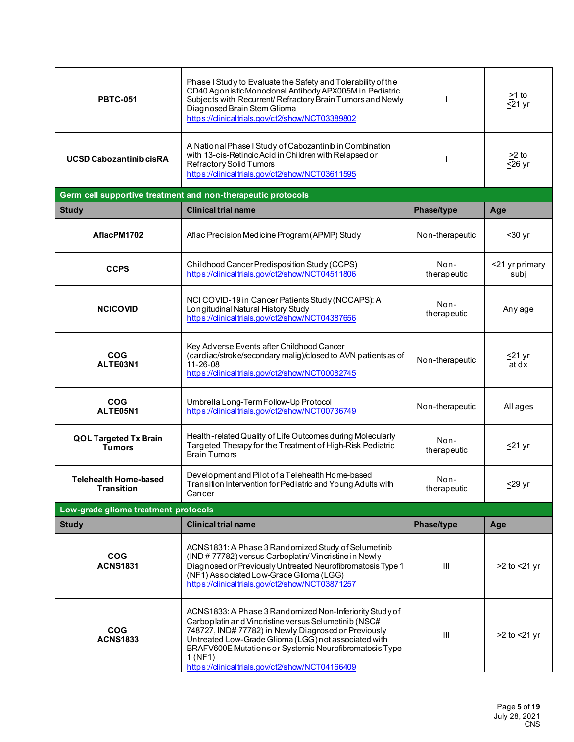| Study | Clinical trial name | Phase/type | Age |
|---|---|---|---|
| **PBTC-051** | Phase I Study to Evaluate the Safety and Tolerability of the CD40 Agonistic Monoclonal Antibody APX005M in Pediatric Subjects with Recurrent/ Refractory Brain Tumors and Newly Diagnosed Brain Stem Glioma https://clinicaltrials.gov/ct2/show/NCT03389802 | I | ≥1 to ≤21 yr |
| **UCSD Cabozantinib cisRA** | A National Phase I Study of Cabozantinib in Combination with 13-cis-Retinoic Acid in Children with Relapsed or Refractory Solid Tumors https://clinicaltrials.gov/ct2/show/NCT03611595 | I | ≥2 to ≤26 yr |

**Germ cell supportive treatment and non-therapeutic protocols**

| Study | Clinical trial name | Phase/type | Age |
|---|---|---|---|
| **AflacPM1702** | Aflac Precision Medicine Program (APMP) Study | Non-therapeutic | <30 yr |
| **CCPS** | Childhood Cancer Predisposition Study (CCPS) https://clinicaltrials.gov/ct2/show/NCT04511806 | Non-therapeutic | <21 yr primary subj |
| **NCICOVID** | NCI COVID-19 in Cancer Patients Study (NCCAPS): A Longitudinal Natural History Study https://clinicaltrials.gov/ct2/show/NCT04387656 | Non-therapeutic | Any age |
| **COG ALTE03N1** | Key Adverse Events after Childhood Cancer (cardiac/stroke/secondary malig)/closed to AVN patients as of 11-26-08 https://clinicaltrials.gov/ct2/show/NCT00082745 | Non-therapeutic | ≤21 yr at dx |
| **COG ALTE05N1** | Umbrella Long-Term Follow-Up Protocol https://clinicaltrials.gov/ct2/show/NCT00736749 | Non-therapeutic | All ages |
| **QOL Targeted Tx Brain Tumors** | Health-related Quality of Life Outcomes during Molecularly Targeted Therapy for the Treatment of High-Risk Pediatric Brain Tumors | Non-therapeutic | ≤21 yr |
| **Telehealth Home-based Transition** | Development and Pilot of a Telehealth Home-based Transition Intervention for Pediatric and Young Adults with Cancer | Non-therapeutic | ≤29 yr |

**Low-grade glioma treatment protocols**

| Study | Clinical trial name | Phase/type | Age |
|---|---|---|---|
| **COG ACNS1831** | ACNS1831: A Phase 3 Randomized Study of Selumetinib (IND # 77782) versus Carboplatin/ Vincristine in Newly Diagnosed or Previously Untreated Neurofibromatosis Type 1 (NF1) Associated Low-Grade Glioma (LGG) https://clinicaltrials.gov/ct2/show/NCT03871257 | III | ≥2 to ≤21 yr |
| **COG ACNS1833** | ACNS1833: A Phase 3 Randomized Non-Inferiority Study of Carboplatin and Vincristine versus Selumetinib (NSC# 748727, IND# 77782) in Newly Diagnosed or Previously Untreated Low-Grade Glioma (LGG) not associated with BRAFV600E Mutations or Systemic Neurofibromatosis Type 1 (NF1) https://clinicaltrials.gov/ct2/show/NCT04166409 | III | ≥2 to ≤21 yr |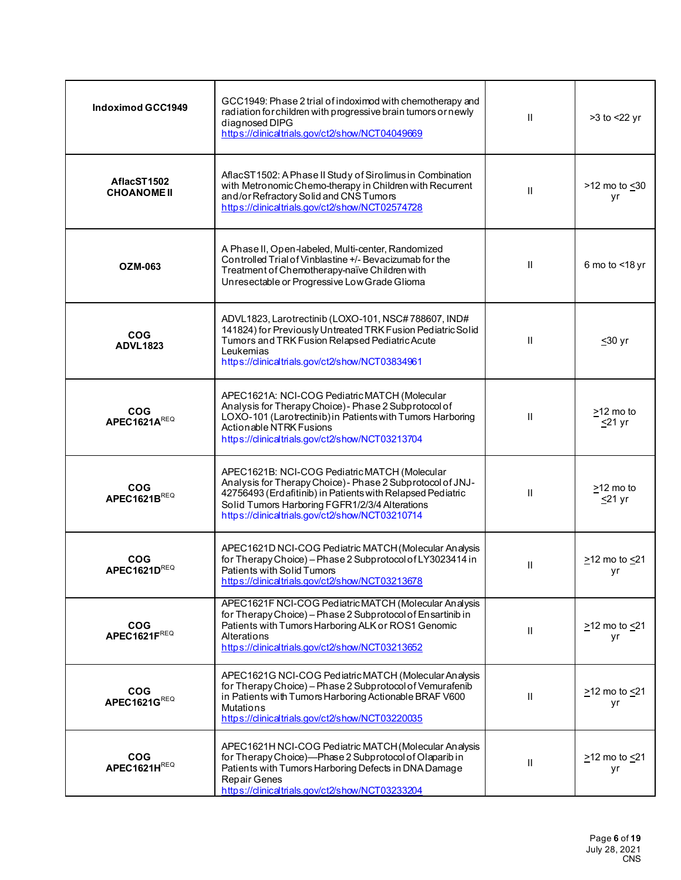| | | | |
|---|---|---|---|
| **Indoximod GCC1949** | GCC1949: Phase 2 trial of indoximod with chemotherapy and radiation for children with progressive brain tumors or newly diagnosed DIPG https://clinicaltrials.gov/ct2/show/NCT04049669 | II | >3 to <22 yr |
| **AflacST1502 CHOANOME II** | AflacST1502: A Phase II Study of Sirolimus in Combination with Metronomic Chemo-therapy in Children with Recurrent and/or Refractory Solid and CNS Tumors https://clinicaltrials.gov/ct2/show/NCT02574728 | II | >12 mo to ≤30 yr |
| **OZM-063** | A Phase II, Open-labeled, Multi-center, Randomized Controlled Trial of Vinblastine +/- Bevacizumab for the Treatment of Chemotherapy-naïve Children with Unresectable or Progressive Low Grade Glioma | II | 6 mo to <18 yr |
| **COG ADVL1823** | ADVL1823, Larotrectinib (LOXO-101, NSC# 788607, IND# 141824) for Previously Untreated TRK Fusion Pediatric Solid Tumors and TRK Fusion Relapsed Pediatric Acute Leukemias https://clinicaltrials.gov/ct2/show/NCT03834961 | II | ≤30 yr |
| **COG APEC1621A**[REQ] | APEC1621A: NCI-COG Pediatric MATCH (Molecular Analysis for Therapy Choice) - Phase 2 Subprotocol of LOXO-101 (Larotrectinib) in Patients with Tumors Harboring Actionable NTRK Fusions https://clinicaltrials.gov/ct2/show/NCT03213704 | II | ≥12 mo to ≤21 yr |
| **COG APEC1621B**[REQ] | APEC1621B: NCI-COG Pediatric MATCH (Molecular Analysis for Therapy Choice) - Phase 2 Subprotocol of JNJ-42756493 (Erdafitinib) in Patients with Relapsed Pediatric Solid Tumors Harboring FGFR1/2/3/4 Alterations https://clinicaltrials.gov/ct2/show/NCT03210714 | II | ≥12 mo to ≤21 yr |
| **COG APEC1621D**[REQ] | APEC1621D NCI-COG Pediatric MATCH (Molecular Analysis for Therapy Choice) – Phase 2 Subprotocol of LY3023414 in Patients with Solid Tumors https://clinicaltrials.gov/ct2/show/NCT03213678 | II | ≥12 mo to ≤21 yr |
| **COG APEC1621F**[REQ] | APEC1621F NCI-COG Pediatric MATCH (Molecular Analysis for Therapy Choice) – Phase 2 Subprotocol of Ensartinib in Patients with Tumors Harboring ALK or ROS1 Genomic Alterations https://clinicaltrials.gov/ct2/show/NCT03213652 | II | ≥12 mo to ≤21 yr |
| **COG APEC1621G**[REQ] | APEC1621G NCI-COG Pediatric MATCH (Molecular Analysis for Therapy Choice) – Phase 2 Subprotocol of Vemurafenib in Patients with Tumors Harboring Actionable BRAF V600 Mutations https://clinicaltrials.gov/ct2/show/NCT03220035 | II | ≥12 mo to ≤21 yr |
| **COG APEC1621H**[REQ] | APEC1621H NCI-COG Pediatric MATCH (Molecular Analysis for Therapy Choice)—Phase 2 Subprotocol of Olaparib in Patients with Tumors Harboring Defects in DNA Damage Repair Genes https://clinicaltrials.gov/ct2/show/NCT03233204 | II | ≥12 mo to ≤21 yr |

July 28, 2021
CNS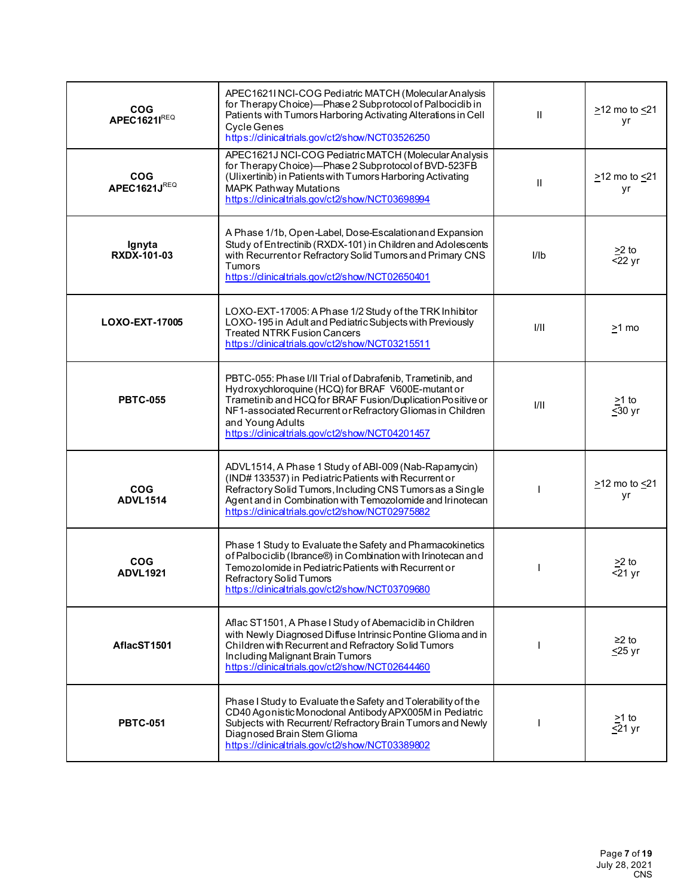| | | | |
|---|---|---|---|
| **COG APEC1621I**[REQ] | APEC1621I NCI-COG Pediatric MATCH (Molecular Analysis for Therapy Choice)—Phase 2 Subprotocol of Palbociclib in Patients with Tumors Harboring Activating Alterations in Cell Cycle Genes https://clinicaltrials.gov/ct2/show/NCT03526250 | II | ≥12 mo to ≤21 yr |
| **COG APEC1621J**[REQ] | APEC1621J NCI-COG Pediatric MATCH (Molecular Analysis for Therapy Choice)—Phase 2 Subprotocol of BVD-523FB (Ulixertinib) in Patients with Tumors Harboring Activating MAPK Pathway Mutations https://clinicaltrials.gov/ct2/show/NCT03698994 | II | ≥12 mo to ≤21 yr |
| **Ignyta RXDX-101-03** | A Phase 1/1b, Open-Label, Dose-Escalation and Expansion Study of Entrectinib (RXDX-101) in Children and Adolescents with Recurrent or Refractory Solid Tumors and Primary CNS Tumors https://clinicaltrials.gov/ct2/show/NCT02650401 | I/Ib | ≥2 to <22 yr |
| **LOXO-EXT-17005** | LOXO-EXT-17005: A Phase 1/2 Study of the TRK Inhibitor LOXO-195 in Adult and Pediatric Subjects with Previously Treated NTRK Fusion Cancers https://clinicaltrials.gov/ct2/show/NCT03215511 | I/II | ≥1 mo |
| **PBTC-055** | PBTC-055: Phase I/II Trial of Dabrafenib, Trametinib, and Hydroxychloroquine (HCQ) for BRAF V600E-mutant or Trametinib and HCQ for BRAF Fusion/Duplication Positive or NF1-associated Recurrent or Refractory Gliomas in Children and Young Adults https://clinicaltrials.gov/ct2/show/NCT04201457 | I/II | ≥1 to ≤30 yr |
| **COG ADVL1514** | ADVL1514, A Phase 1 Study of ABI-009 (Nab-Rapamycin) (IND# 133537) in Pediatric Patients with Recurrent or Refractory Solid Tumors, Including CNS Tumors as a Single Agent and in Combination with Temozolomide and Irinotecan https://clinicaltrials.gov/ct2/show/NCT02975882 | I | ≥12 mo to ≤21 yr |
| **COG ADVL1921** | Phase 1 Study to Evaluate the Safety and Pharmacokinetics of Palbociclib (Ibrance®) in Combination with Irinotecan and Temozolomide in Pediatric Patients with Recurrent or Refractory Solid Tumors https://clinicaltrials.gov/ct2/show/NCT03709680 | I | ≥2 to <21 yr |
| **AflacST1501** | Aflac ST1501, A Phase I Study of Abemaciclib in Children with Newly Diagnosed Diffuse Intrinsic Pontine Glioma and in Children with Recurrent and Refractory Solid Tumors Including Malignant Brain Tumors https://clinicaltrials.gov/ct2/show/NCT02644460 | I | ≥2 to ≤25 yr |
| **PBTC-051** | Phase I Study to Evaluate the Safety and Tolerability of the CD40 Agonistic Monoclonal Antibody APX005M in Pediatric Subjects with Recurrent/ Refractory Brain Tumors and Newly Diagnosed Brain Stem Glioma https://clinicaltrials.gov/ct2/show/NCT03389802 | I | ≥1 to ≤21 yr |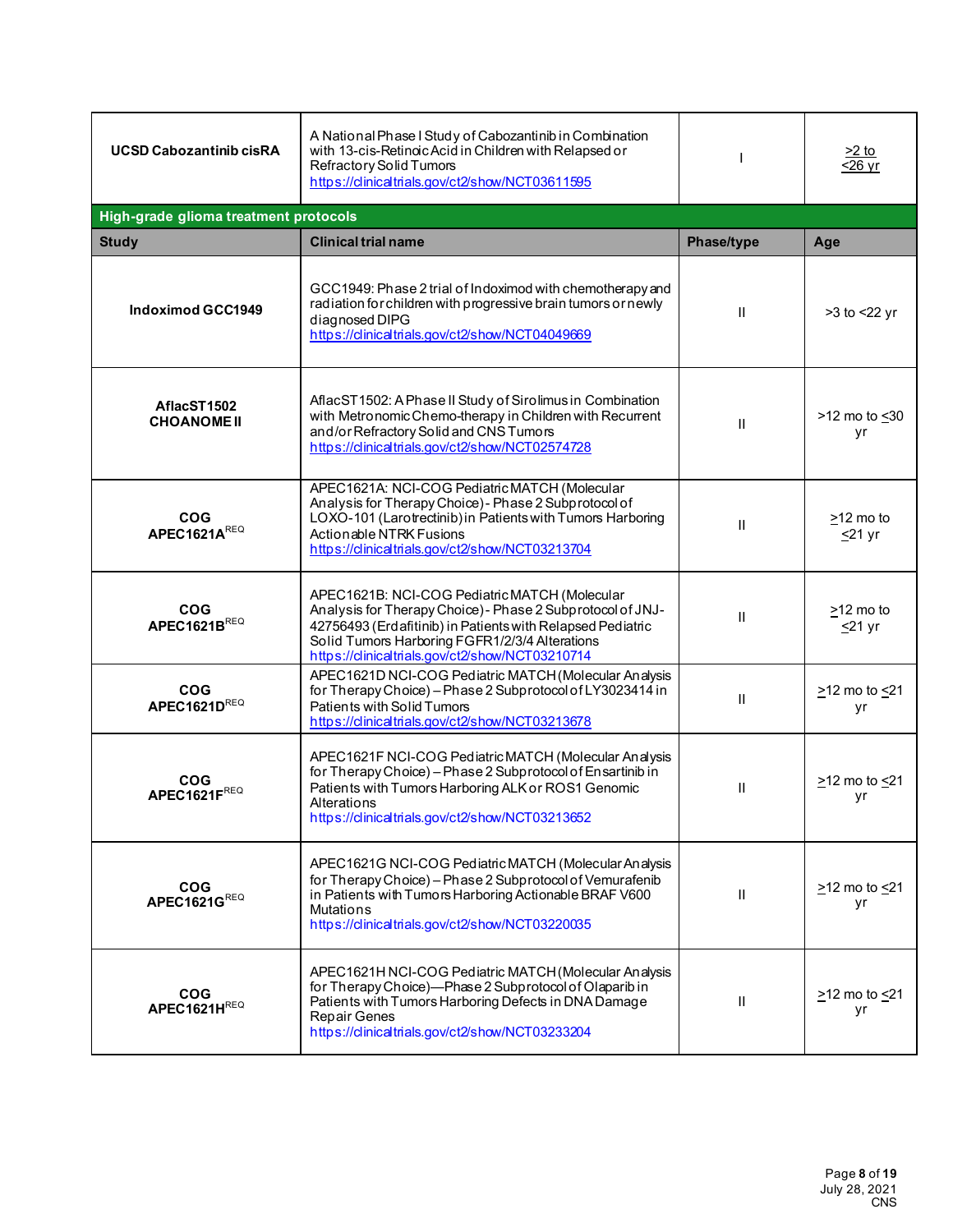| | | | |
|---|---|---|---|
| **UCSD Cabozantinib cisRA** | A National Phase I Study of Cabozantinib in Combination with 13-cis-Retinoic Acid in Children with Relapsed or Refractory Solid Tumors https://clinicaltrials.gov/ct2/show/NCT03611595 | I | >2 to <26 yr |

**High-grade glioma treatment protocols**

| Study | Clinical trial name | Phase/type | Age |
|---|---|---|---|
| **Indoximod GCC1949** | GCC1949: Phase 2 trial of Indoximod with chemotherapy and radiation for children with progressive brain tumors or newly diagnosed DIPG https://clinicaltrials.gov/ct2/show/NCT04049669 | II | >3 to <22 yr |
| **AflacST1502 CHOANOME II** | AflacST1502: A Phase II Study of Sirolimus in Combination with Metronomic Chemo-therapy in Children with Recurrent and/or Refractory Solid and CNS Tumors https://clinicaltrials.gov/ct2/show/NCT02574728 | II | >12 mo to <30 yr |
| **COG APEC1621A**[REQ] | APEC1621A: NCI-COG Pediatric MATCH (Molecular Analysis for Therapy Choice)- Phase 2 Subprotocol of LOXO-101 (Larotrectinib) in Patients with Tumors Harboring Actionable NTRK Fusions https://clinicaltrials.gov/ct2/show/NCT03213704 | II | >12 mo to <21 yr |
| **COG APEC1621B**[REQ] | APEC1621B: NCI-COG Pediatric MATCH (Molecular Analysis for Therapy Choice)- Phase 2 Subprotocol of JNJ-42756493 (Erdafitinib) in Patients with Relapsed Pediatric Solid Tumors Harboring FGFR1/2/3/4 Alterations https://clinicaltrials.gov/ct2/show/NCT03210714 | II | >12 mo to <21 yr |
| **COG APEC1621D**[REQ] | APEC1621D NCI-COG Pediatric MATCH (Molecular Analysis for Therapy Choice) – Phase 2 Subprotocol of LY3023414 in Patients with Solid Tumors https://clinicaltrials.gov/ct2/show/NCT03213678 | II | >12 mo to <21 yr |
| **COG APEC1621F**[REQ] | APEC1621F NCI-COG Pediatric MATCH (Molecular Analysis for Therapy Choice) – Phase 2 Subprotocol of Ensartinib in Patients with Tumors Harboring ALK or ROS1 Genomic Alterations https://clinicaltrials.gov/ct2/show/NCT03213652 | II | >12 mo to <21 yr |
| **COG APEC1621G**[REQ] | APEC1621G NCI-COG Pediatric MATCH (Molecular Analysis for Therapy Choice) – Phase 2 Subprotocol of Vemurafenib in Patients with Tumors Harboring Actionable BRAF V600 Mutations https://clinicaltrials.gov/ct2/show/NCT03220035 | II | >12 mo to <21 yr |
| **COG APEC1621H**[REQ] | APEC1621H NCI-COG Pediatric MATCH (Molecular Analysis for Therapy Choice)—Phase 2 Subprotocol of Olaparib in Patients with Tumors Harboring Defects in DNA Damage Repair Genes https://clinicaltrials.gov/ct2/show/NCT03233204 | II | >12 mo to <21 yr |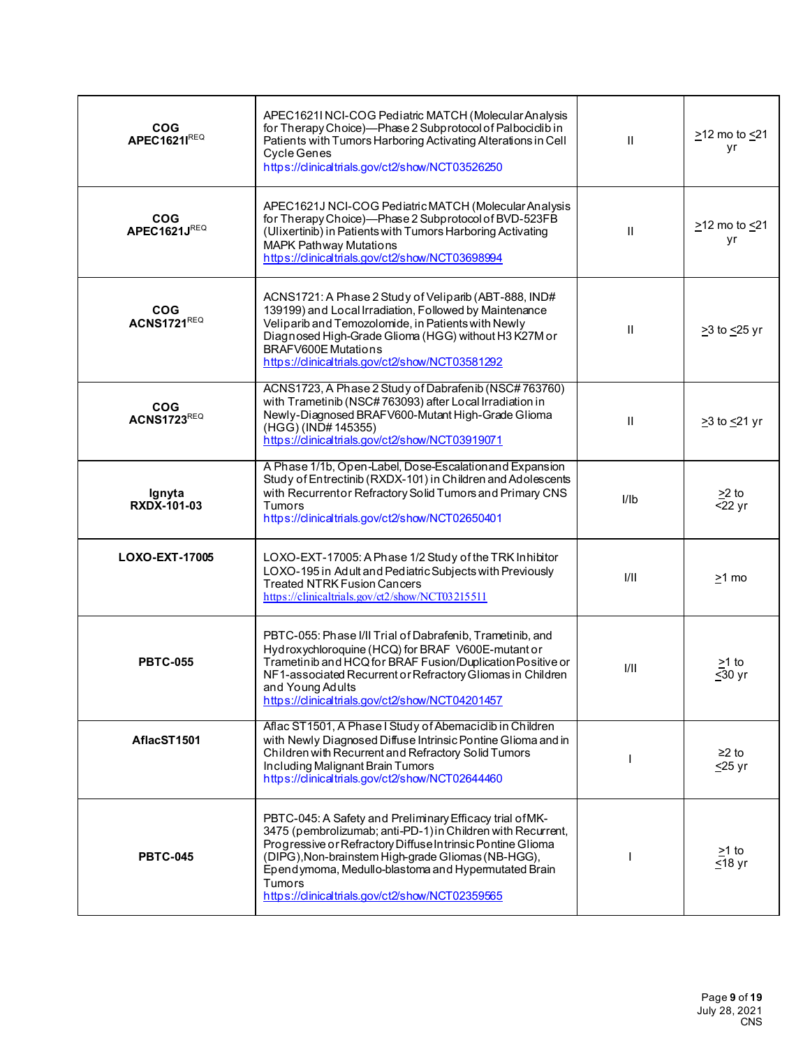| | | | |
|---|---|---|---|
| **COG APEC1621I**[REQ] | APEC1621I NCI-COG Pediatric MATCH (Molecular Analysis for Therapy Choice)—Phase 2 Subprotocol of Palbociclib in Patients with Tumors Harboring Activating Alterations in Cell Cycle Genes https://clinicaltrials.gov/ct2/show/NCT03526250 | II | ≥12 mo to ≤21 yr |
| **COG APEC1621J**[REQ] | APEC1621J NCI-COG Pediatric MATCH (Molecular Analysis for Therapy Choice)—Phase 2 Subprotocol of BVD-523FB (Ulixertinib) in Patients with Tumors Harboring Activating MAPK Pathway Mutations https://clinicaltrials.gov/ct2/show/NCT03698994 | II | ≥12 mo to ≤21 yr |
| **COG ACNS1721**[REQ] | ACNS1721: A Phase 2 Study of Veliparib (ABT-888, IND# 139199) and Local Irradiation, Followed by Maintenance Veliparib and Temozolomide, in Patients with Newly Diagnosed High-Grade Glioma (HGG) without H3 K27M or BRAFV600E Mutations https://clinicaltrials.gov/ct2/show/NCT03581292 | II | ≥3 to ≤25 yr |
| **COG ACNS1723**[REQ] | ACNS1723, A Phase 2 Study of Dabrafenib (NSC# 763760) with Trametinib (NSC# 763093) after Local Irradiation in Newly-Diagnosed BRAFV600-Mutant High-Grade Glioma (HGG) (IND# 145355) https://clinicaltrials.gov/ct2/show/NCT03919071 | II | ≥3 to ≤21 yr |
| **Ignyta RXDX-101-03** | A Phase 1/1b, Open-Label, Dose-Escalation and Expansion Study of Entrectinib (RXDX-101) in Children and Adolescents with Recurrent or Refractory Solid Tumors and Primary CNS Tumors https://clinicaltrials.gov/ct2/show/NCT02650401 | I/Ib | ≥2 to <22 yr |
| **LOXO-EXT-17005** | LOXO-EXT-17005: A Phase 1/2 Study of the TRK Inhibitor LOXO-195 in Adult and Pediatric Subjects with Previously Treated NTRK Fusion Cancers https://clinicaltrials.gov/ct2/show/NCT03215511 | I/II | ≥1 mo |
| **PBTC-055** | PBTC-055: Phase I/II Trial of Dabrafenib, Trametinib, and Hydroxychloroquine (HCQ) for BRAF V600E-mutant or Trametinib and HCQ for BRAF Fusion/Duplication Positive or NF1-associated Recurrent or Refractory Gliomas in Children and Young Adults https://clinicaltrials.gov/ct2/show/NCT04201457 | I/II | ≥1 to ≤30 yr |
| **AflacST1501** | Aflac ST1501, A Phase I Study of Abemaciclib in Children with Newly Diagnosed Diffuse Intrinsic Pontine Glioma and in Children with Recurrent and Refractory Solid Tumors Including Malignant Brain Tumors https://clinicaltrials.gov/ct2/show/NCT02644460 | I | ≥2 to ≤25 yr |
| **PBTC-045** | PBTC-045: A Safety and Preliminary Efficacy trial of MK-3475 (pembrolizumab; anti-PD-1) in Children with Recurrent, Progressive or Refractory Diffuse Intrinsic Pontine Glioma (DIPG), Non-brainstem High-grade Gliomas (NB-HGG), Ependymoma, Medullo-blastoma and Hypermutated Brain Tumors https://clinicaltrials.gov/ct2/show/NCT02359565 | I | ≥1 to ≤18 yr |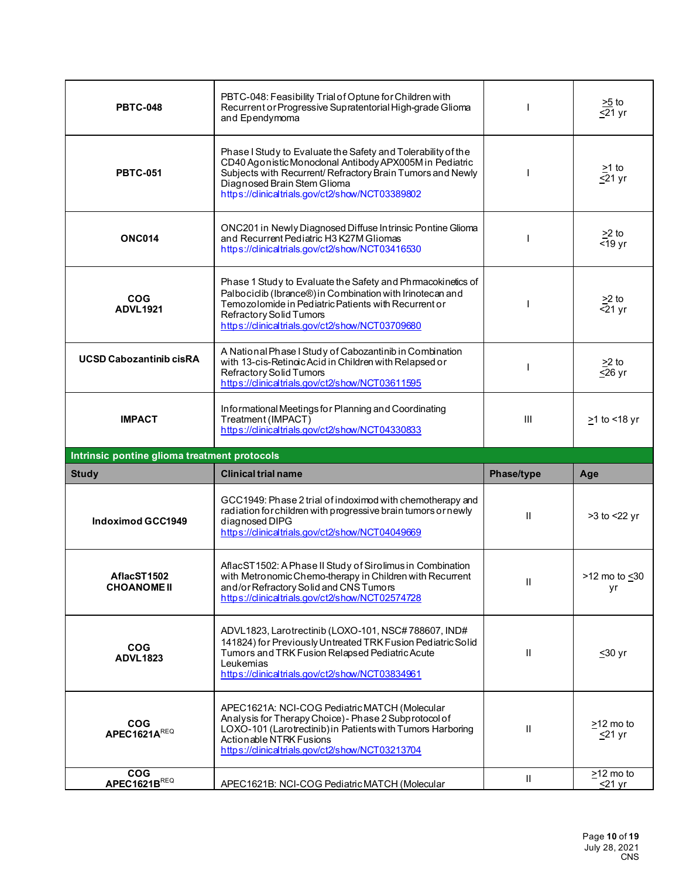| | | | |
|---|---|---|---|
| **PBTC-048** | PBTC-048: Feasibility Trial of Optune for Children with Recurrent or Progressive Supratentorial High-grade Glioma and Ependymoma | I | ≥5 to ≤21 yr |
| **PBTC-051** | Phase I Study to Evaluate the Safety and Tolerability of the CD40 Agonistic Monoclonal Antibody APX005M in Pediatric Subjects with Recurrent/ Refractory Brain Tumors and Newly Diagnosed Brain Stem Glioma https://clinicaltrials.gov/ct2/show/NCT03389802 | I | ≥1 to ≤21 yr |
| **ONC014** | ONC201 in Newly Diagnosed Diffuse Intrinsic Pontine Glioma and Recurrent Pediatric H3 K27M Gliomas https://clinicaltrials.gov/ct2/show/NCT03416530 | I | ≥2 to <19 yr |
| **COG ADVL1921** | Phase 1 Study to Evaluate the Safety and Phrmacokinetics of Palbociclib (Ibrance®) in Combination with Irinotecan and Temozolomide in Pediatric Patients with Recurrent or Refractory Solid Tumors https://clinicaltrials.gov/ct2/show/NCT03709680 | I | ≥2 to <21 yr |
| **UCSD Cabozantinib cisRA** | A National Phase I Study of Cabozantinib in Combination with 13-cis-Retinoic Acid in Children with Relapsed or Refractory Solid Tumors https://clinicaltrials.gov/ct2/show/NCT03611595 | I | ≥2 to ≤26 yr |
| **IMPACT** | Informational Meetings for Planning and Coordinating Treatment (IMPACT) https://clinicaltrials.gov/ct2/show/NCT04330833 | III | ≥1 to <18 yr |

**Intrinsic pontine glioma treatment protocols**

| Study | Clinical trial name | Phase/type | Age |
|---|---|---|---|
| **Indoximod GCC1949** | GCC1949: Phase 2 trial of indoximod with chemotherapy and radiation for children with progressive brain tumors or newly diagnosed DIPG https://clinicaltrials.gov/ct2/show/NCT04049669 | II | >3 to <22 yr |
| **AflacST1502 CHOANOME II** | AflacST1502: A Phase II Study of Sirolimus in Combination with Metronomic Chemo-therapy in Children with Recurrent and/or Refractory Solid and CNS Tumors https://clinicaltrials.gov/ct2/show/NCT02574728 | II | >12 mo to ≤30 yr |
| **COG ADVL1823** | ADVL1823, Larotrectinib (LOXO-101, NSC# 788607, IND# 141824) for Previously Untreated TRK Fusion Pediatric Solid Tumors and TRK Fusion Relapsed Pediatric Acute Leukemias https://clinicaltrials.gov/ct2/show/NCT03834961 | II | ≤30 yr |
| **COG APEC1621A**[REQ] | APEC1621A: NCI-COG Pediatric MATCH (Molecular Analysis for Therapy Choice)- Phase 2 Subprotocol of LOXO-101 (Larotrectinib) in Patients with Tumors Harboring Actionable NTRK Fusions https://clinicaltrials.gov/ct2/show/NCT03213704 | II | ≥12 mo to ≤21 yr |
| **COG APEC1621B**[REQ] | APEC1621B: NCI-COG Pediatric MATCH (Molecular | II | ≥12 mo to ≤21 yr |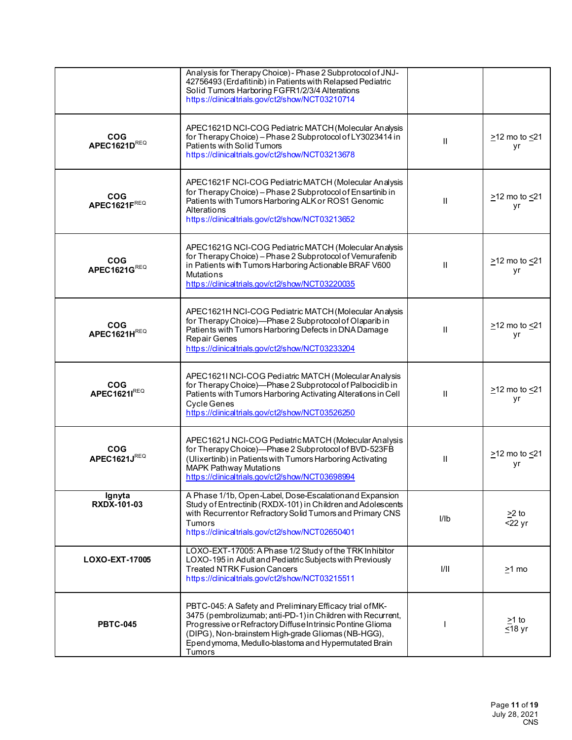| | | | |
|---|---|---|---|
| | Analysis for Therapy Choice) - Phase 2 Subprotocol of JNJ-42756493 (Erdafitinib) in Patients with Relapsed Pediatric Solid Tumors Harboring FGFR1/2/3/4 Alterations https://clinicaltrials.gov/ct2/show/NCT03210714 | | |
| **COG APEC1621D**[REQ] | APEC1621D NCI-COG Pediatric MATCH (Molecular Analysis for Therapy Choice) – Phase 2 Subprotocol of LY3023414 in Patients with Solid Tumors https://clinicaltrials.gov/ct2/show/NCT03213678 | II | ≥12 mo to ≤21 yr |
| **COG APEC1621F**[REQ] | APEC1621F NCI-COG Pediatric MATCH (Molecular Analysis for Therapy Choice) – Phase 2 Subprotocol of Ensartinib in Patients with Tumors Harboring ALK or ROS1 Genomic Alterations https://clinicaltrials.gov/ct2/show/NCT03213652 | II | ≥12 mo to ≤21 yr |
| **COG APEC1621G**[REQ] | APEC1621G NCI-COG Pediatric MATCH (Molecular Analysis for Therapy Choice) – Phase 2 Subprotocol of Vemurafenib in Patients with Tumors Harboring Actionable BRAF V600 Mutations https://clinicaltrials.gov/ct2/show/NCT03220035 | II | ≥12 mo to ≤21 yr |
| **COG APEC1621H**[REQ] | APEC1621H NCI-COG Pediatric MATCH (Molecular Analysis for Therapy Choice)—Phase 2 Subprotocol of Olaparib in Patients with Tumors Harboring Defects in DNA Damage Repair Genes https://clinicaltrials.gov/ct2/show/NCT03233204 | II | ≥12 mo to ≤21 yr |
| **COG APEC1621I**[REQ] | APEC1621I NCI-COG Pediatric MATCH (Molecular Analysis for Therapy Choice)—Phase 2 Subprotocol of Palbociclib in Patients with Tumors Harboring Activating Alterations in Cell Cycle Genes https://clinicaltrials.gov/ct2/show/NCT03526250 | II | ≥12 mo to ≤21 yr |
| **COG APEC1621J**[REQ] | APEC1621J NCI-COG Pediatric MATCH (Molecular Analysis for Therapy Choice)—Phase 2 Subprotocol of BVD-523FB (Ulixertinib) in Patients with Tumors Harboring Activating MAPK Pathway Mutations https://clinicaltrials.gov/ct2/show/NCT03698994 | II | ≥12 mo to ≤21 yr |
| **Ignyta RXDX-101-03** | A Phase 1/1b, Open-Label, Dose-Escalation and Expansion Study of Entrectinib (RXDX-101) in Children and Adolescents with Recurrent or Refractory Solid Tumors and Primary CNS Tumors https://clinicaltrials.gov/ct2/show/NCT02650401 | I/Ib | ≥2 to <22 yr |
| **LOXO-EXT-17005** | LOXO-EXT-17005: A Phase 1/2 Study of the TRK Inhibitor LOXO-195 in Adult and Pediatric Subjects with Previously Treated NTRK Fusion Cancers https://clinicaltrials.gov/ct2/show/NCT03215511 | I/II | ≥1 mo |
| **PBTC-045** | PBTC-045: A Safety and Preliminary Efficacy trial of MK-3475 (pembrolizumab; anti-PD-1) in Children with Recurrent, Progressive or Refractory Diffuse Intrinsic Pontine Glioma (DIPG), Non-brainstem High-grade Gliomas (NB-HGG), Ependymoma, Medullo-blastoma and Hypermutated Brain Tumors | I | ≥1 to ≤18 yr |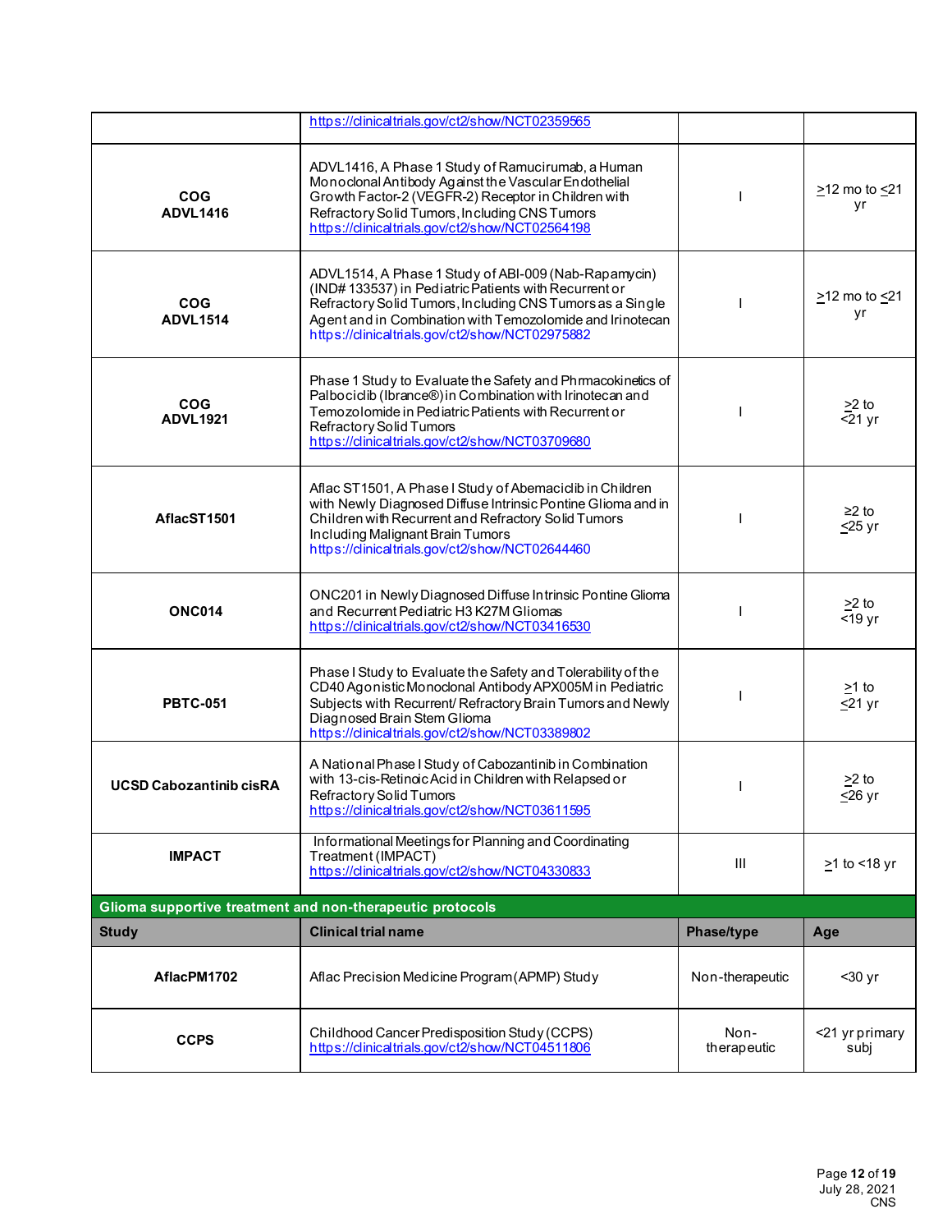| | | | |
|---|---|---|---|
| | https://clinicaltrials.gov/ct2/show/NCT02359565 | | |
| **COG ADVL1416** | ADVL1416, A Phase 1 Study of Ramucirumab, a Human Monoclonal Antibody Against the Vascular Endothelial Growth Factor-2 (VEGFR-2) Receptor in Children with Refractory Solid Tumors, Including CNS Tumors https://clinicaltrials.gov/ct2/show/NCT02564198 | I | >12 mo to <21 yr |
| **COG ADVL1514** | ADVL1514, A Phase 1 Study of ABI-009 (Nab-Rapamycin) (IND# 133537) in Pediatric Patients with Recurrent or Refractory Solid Tumors, Including CNS Tumors as a Single Agent and in Combination with Temozolomide and Irinotecan https://clinicaltrials.gov/ct2/show/NCT02975882 | I | >12 mo to <21 yr |
| **COG ADVL1921** | Phase 1 Study to Evaluate the Safety and Phrmacokinetics of Palbociclib (Ibrance®) in Combination with Irinotecan and Temozolomide in Pediatric Patients with Recurrent or Refractory Solid Tumors https://clinicaltrials.gov/ct2/show/NCT03709680 | I | >2 to <21 yr |
| **AflacST1501** | Aflac ST1501, A Phase I Study of Abemaciclib in Children with Newly Diagnosed Diffuse Intrinsic Pontine Glioma and in Children with Recurrent and Refractory Solid Tumors Including Malignant Brain Tumors https://clinicaltrials.gov/ct2/show/NCT02644460 | I | ≥2 to <25 yr |
| **ONC014** | ONC201 in Newly Diagnosed Diffuse Intrinsic Pontine Glioma and Recurrent Pediatric H3 K27M Gliomas https://clinicaltrials.gov/ct2/show/NCT03416530 | I | >2 to <19 yr |
| **PBTC-051** | Phase I Study to Evaluate the Safety and Tolerability of the CD40 Agonistic Monoclonal Antibody APX005M in Pediatric Subjects with Recurrent/ Refractory Brain Tumors and Newly Diagnosed Brain Stem Glioma https://clinicaltrials.gov/ct2/show/NCT03389802 | I | >1 to <21 yr |
| **UCSD Cabozantinib cisRA** | A National Phase I Study of Cabozantinib in Combination with 13-cis-Retinoic Acid in Children with Relapsed or Refractory Solid Tumors https://clinicaltrials.gov/ct2/show/NCT03611595 | I | >2 to <26 yr |
| **IMPACT** | Informational Meetings for Planning and Coordinating Treatment (IMPACT) https://clinicaltrials.gov/ct2/show/NCT04330833 | III | >1 to <18 yr |

**Glioma supportive treatment and non-therapeutic protocols**

| Study | Clinical trial name | Phase/type | Age |
|---|---|---|---|
| **AflacPM1702** | Aflac Precision Medicine Program (APMP) Study | Non-therapeutic | <30 yr |
| **CCPS** | Childhood Cancer Predisposition Study (CCPS) https://clinicaltrials.gov/ct2/show/NCT04511806 | Non-therapeutic | <21 yr primary subj |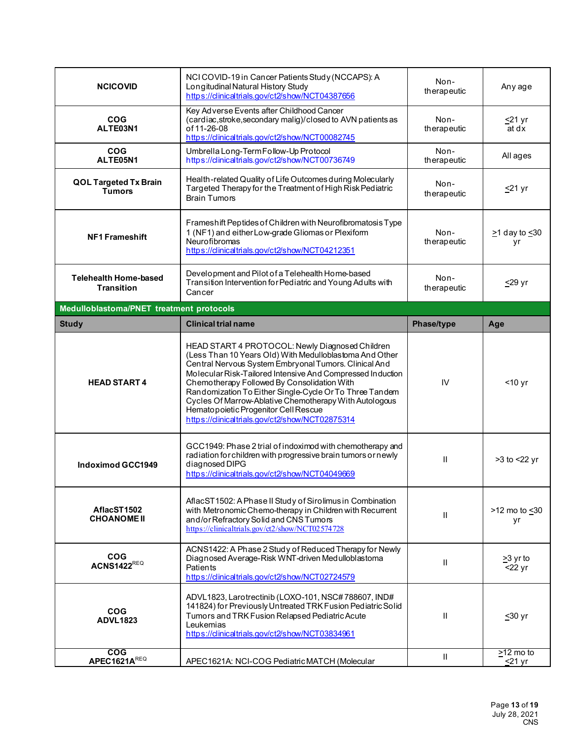| | | | |
|---|---|---|---|
| **NCICOVID** | NCI COVID-19 in Cancer Patients Study (NCCAPS): A Longitudinal Natural History Study https://clinicaltrials.gov/ct2/show/NCT04387656 | Non-therapeutic | Any age |
| **COG ALTE03N1** | Key Adverse Events after Childhood Cancer (cardiac,stroke,secondary malig)/closed to AVN patients as of 11-26-08 https://clinicaltrials.gov/ct2/show/NCT00082745 | Non-therapeutic | ≤21 yr at dx |
| **COG ALTE05N1** | Umbrella Long-Term Follow-Up Protocol https://clinicaltrials.gov/ct2/show/NCT00736749 | Non-therapeutic | All ages |
| **QOL Targeted Tx Brain Tumors** | Health-related Quality of Life Outcomes during Molecularly Targeted Therapy for the Treatment of High Risk Pediatric Brain Tumors | Non-therapeutic | ≤21 yr |
| **NF1 Frameshift** | Frameshift Peptides of Children with Neurofibromatosis Type 1 (NF1) and either Low-grade Gliomas or Plexiform Neurofibromas https://clinicaltrials.gov/ct2/show/NCT04212351 | Non-therapeutic | ≥1 day to ≤30 yr |
| **Telehealth Home-based Transition** | Development and Pilot of a Telehealth Home-based Transition Intervention for Pediatric and Young Adults with Cancer | Non-therapeutic | ≤29 yr |
| **Medulloblastoma/PNET treatment protocols** | | | |
| **Study** | **Clinical trial name** | **Phase/type** | **Age** |
| **HEAD START 4** | HEAD START 4 PROTOCOL: Newly Diagnosed Children (Less Than 10 Years Old) With Medulloblastoma And Other Central Nervous System Embryonal Tumors. Clinical And Molecular Risk-Tailored Intensive And Compressed Induction Chemotherapy Followed By Consolidation With Randomization To Either Single-Cycle Or To Three Tandem Cycles Of Marrow-Ablative Chemotherapy With Autologous Hematopoietic Progenitor Cell Rescue https://clinicaltrials.gov/ct2/show/NCT02875314 | IV | <10 yr |
| **Indoximod GCC1949** | GCC1949: Phase 2 trial of indoximod with chemotherapy and radiation for children with progressive brain tumors or newly diagnosed DIPG https://clinicaltrials.gov/ct2/show/NCT04049669 | II | >3 to <22 yr |
| **AflacST1502 CHOANOME II** | AflacST1502: A Phase II Study of Sirolimus in Combination with Metronomic Chemo-therapy in Children with Recurrent and/or Refractory Solid and CNS Tumors https://clinicaltrials.gov/ct2/show/NCT02574728 | II | >12 mo to ≤30 yr |
| **COG ACNS1422**[REQ] | ACNS1422: A Phase 2 Study of Reduced Therapy for Newly Diagnosed Average-Risk WNT-driven Medulloblastoma Patients https://clinicaltrials.gov/ct2/show/NCT02724579 | II | ≥3 yr to <22 yr |
| **COG ADVL1823** | ADVL1823, Larotrectinib (LOXO-101, NSC# 788607, IND# 141824) for Previously Untreated TRK Fusion Pediatric Solid Tumors and TRK Fusion Relapsed Pediatric Acute Leukemias https://clinicaltrials.gov/ct2/show/NCT03834961 | II | ≤30 yr |
| **COG APEC1621A**[REQ] | APEC1621A: NCI-COG Pediatric MATCH (Molecular | II | ≥12 mo to ≤21 yr |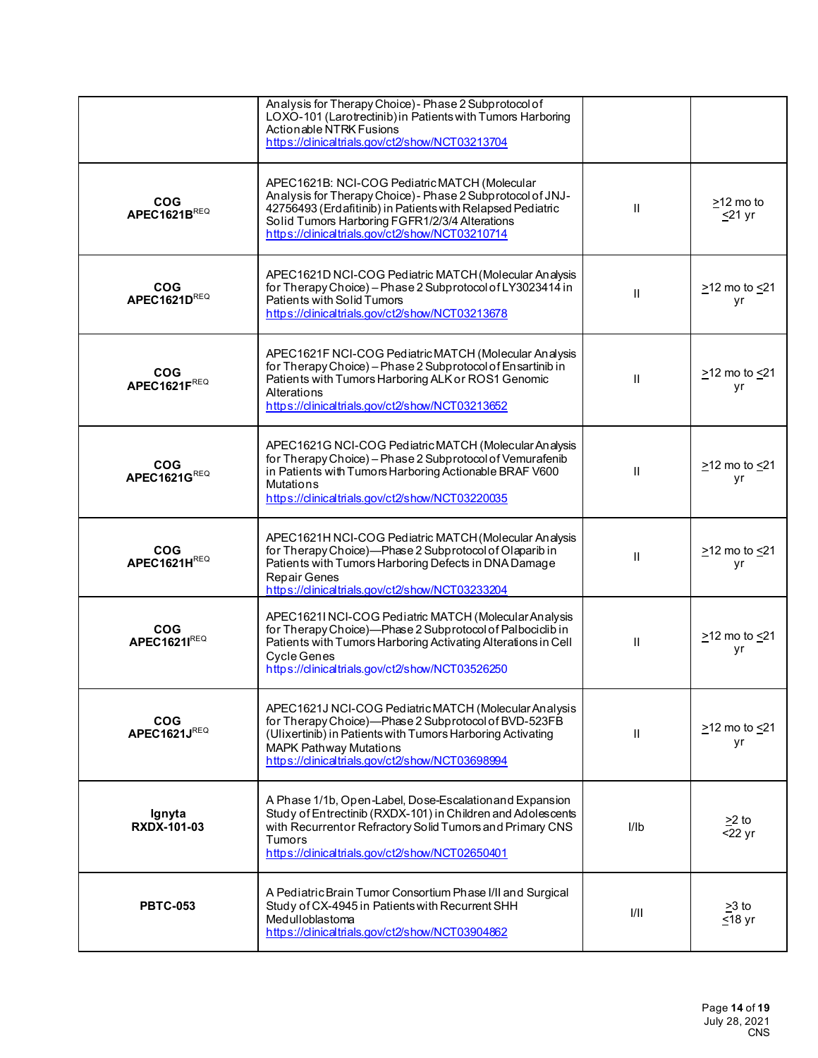| | | | |
|---|---|---|---|
| | Analysis for Therapy Choice) - Phase 2 Subprotocol of LOXO-101 (Larotrectinib) in Patients with Tumors Harboring Actionable NTRK Fusions https://clinicaltrials.gov/ct2/show/NCT03213704 | | |
| **COG APEC1621B**[REQ] | APEC1621B: NCI-COG Pediatric MATCH (Molecular Analysis for Therapy Choice) - Phase 2 Subprotocol of JNJ-42756493 (Erdafitinib) in Patients with Relapsed Pediatric Solid Tumors Harboring FGFR1/2/3/4 Alterations https://clinicaltrials.gov/ct2/show/NCT03210714 | II | ≥12 mo to ≤21 yr |
| **COG APEC1621D**[REQ] | APEC1621D NCI-COG Pediatric MATCH (Molecular Analysis for Therapy Choice) – Phase 2 Subprotocol of LY3023414 in Patients with Solid Tumors https://clinicaltrials.gov/ct2/show/NCT03213678 | II | ≥12 mo to ≤21 yr |
| **COG APEC1621F**[REQ] | APEC1621F NCI-COG Pediatric MATCH (Molecular Analysis for Therapy Choice) – Phase 2 Subprotocol of Ensartinib in Patients with Tumors Harboring ALK or ROS1 Genomic Alterations https://clinicaltrials.gov/ct2/show/NCT03213652 | II | ≥12 mo to ≤21 yr |
| **COG APEC1621G**[REQ] | APEC1621G NCI-COG Pediatric MATCH (Molecular Analysis for Therapy Choice) – Phase 2 Subprotocol of Vemurafenib in Patients with Tumors Harboring Actionable BRAF V600 Mutations https://clinicaltrials.gov/ct2/show/NCT03220035 | II | ≥12 mo to ≤21 yr |
| **COG APEC1621H**[REQ] | APEC1621H NCI-COG Pediatric MATCH (Molecular Analysis for Therapy Choice)—Phase 2 Subprotocol of Olaparib in Patients with Tumors Harboring Defects in DNA Damage Repair Genes https://clinicaltrials.gov/ct2/show/NCT03233204 | II | ≥12 mo to ≤21 yr |
| **COG APEC1621I**[REQ] | APEC1621I NCI-COG Pediatric MATCH (Molecular Analysis for Therapy Choice)—Phase 2 Subprotocol of Palbociclib in Patients with Tumors Harboring Activating Alterations in Cell Cycle Genes https://clinicaltrials.gov/ct2/show/NCT03526250 | II | ≥12 mo to ≤21 yr |
| **COG APEC1621J**[REQ] | APEC1621J NCI-COG Pediatric MATCH (Molecular Analysis for Therapy Choice)—Phase 2 Subprotocol of BVD-523FB (Ulixertinib) in Patients with Tumors Harboring Activating MAPK Pathway Mutations https://clinicaltrials.gov/ct2/show/NCT03698994 | II | ≥12 mo to ≤21 yr |
| **Ignyta RXDX-101-03** | A Phase 1/1b, Open-Label, Dose-Escalation and Expansion Study of Entrectinib (RXDX-101) in Children and Adolescents with Recurrent or Refractory Solid Tumors and Primary CNS Tumors https://clinicaltrials.gov/ct2/show/NCT02650401 | I/Ib | ≥2 to <22 yr |
| **PBTC-053** | A Pediatric Brain Tumor Consortium Phase I/II and Surgical Study of CX-4945 in Patients with Recurrent SHH Medulloblastoma https://clinicaltrials.gov/ct2/show/NCT03904862 | I/II | ≥3 to ≤18 yr |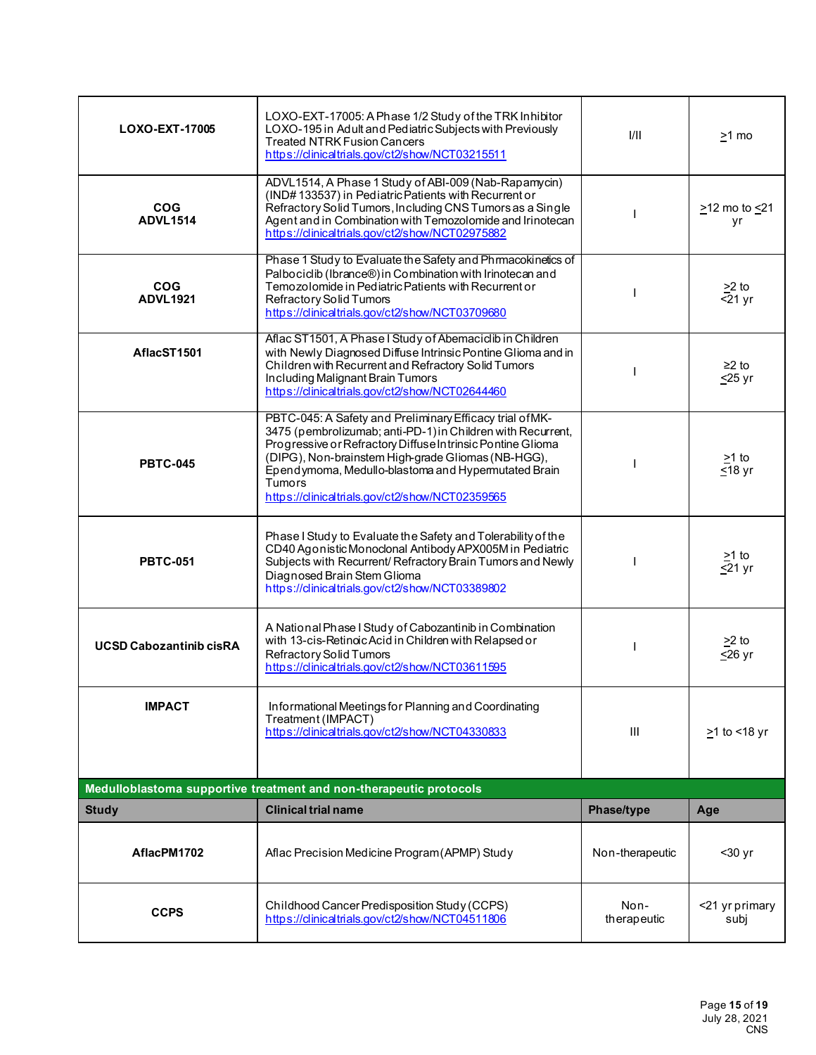| | | | |
|---|---|---|---|
| **LOXO-EXT-17005** | LOXO-EXT-17005: A Phase 1/2 Study of the TRK Inhibitor LOXO-195 in Adult and Pediatric Subjects with Previously Treated NTRK Fusion Cancers https://clinicaltrials.gov/ct2/show/NCT03215511 | I/II | ≥1 mo |
| **COG ADVL1514** | ADVL1514, A Phase 1 Study of ABI-009 (Nab-Rapamycin) (IND# 133537) in Pediatric Patients with Recurrent or Refractory Solid Tumors, Including CNS Tumors as a Single Agent and in Combination with Temozolomide and Irinotecan https://clinicaltrials.gov/ct2/show/NCT02975882 | I | ≥12 mo to ≤21 yr |
| **COG ADVL1921** | Phase 1 Study to Evaluate the Safety and Phrmacokinetics of Palbociclib (Ibrance®) in Combination with Irinotecan and Temozolomide in Pediatric Patients with Recurrent or Refractory Solid Tumors https://clinicaltrials.gov/ct2/show/NCT03709680 | I | ≥2 to <21 yr |
| **AflacST1501** | Aflac ST1501, A Phase I Study of Abemaciclib in Children with Newly Diagnosed Diffuse Intrinsic Pontine Glioma and in Children with Recurrent and Refractory Solid Tumors Including Malignant Brain Tumors https://clinicaltrials.gov/ct2/show/NCT02644460 | I | ≥2 to ≤25 yr |
| **PBTC-045** | PBTC-045: A Safety and Preliminary Efficacy trial of MK-3475 (pembrolizumab; anti-PD-1) in Children with Recurrent, Progressive or Refractory Diffuse Intrinsic Pontine Glioma (DIPG), Non-brainstem High-grade Gliomas (NB-HGG), Ependymoma, Medullo-blastoma and Hypermutated Brain Tumors https://clinicaltrials.gov/ct2/show/NCT02359565 | I | ≥1 to ≤18 yr |
| **PBTC-051** | Phase I Study to Evaluate the Safety and Tolerability of the CD40 Agonistic Monoclonal Antibody APX005M in Pediatric Subjects with Recurrent/ Refractory Brain Tumors and Newly Diagnosed Brain Stem Glioma https://clinicaltrials.gov/ct2/show/NCT03389802 | I | ≥1 to ≤21 yr |
| **UCSD Cabozantinib cisRA** | A National Phase I Study of Cabozantinib in Combination with 13-cis-Retinoic Acid in Children with Relapsed or Refractory Solid Tumors https://clinicaltrials.gov/ct2/show/NCT03611595 | I | ≥2 to ≤26 yr |
| **IMPACT** | Informational Meetings for Planning and Coordinating Treatment (IMPACT) https://clinicaltrials.gov/ct2/show/NCT04330833 | III | ≥1 to <18 yr |

**Medulloblastoma supportive treatment and non-therapeutic protocols**

| Study | Clinical trial name | Phase/type | Age |
|---|---|---|---|
| **AflacPM1702** | Aflac Precision Medicine Program (APMP) Study | Non-therapeutic | <30 yr |
| **CCPS** | Childhood Cancer Predisposition Study (CCPS) https://clinicaltrials.gov/ct2/show/NCT04511806 | Non-therapeutic | <21 yr primary subj |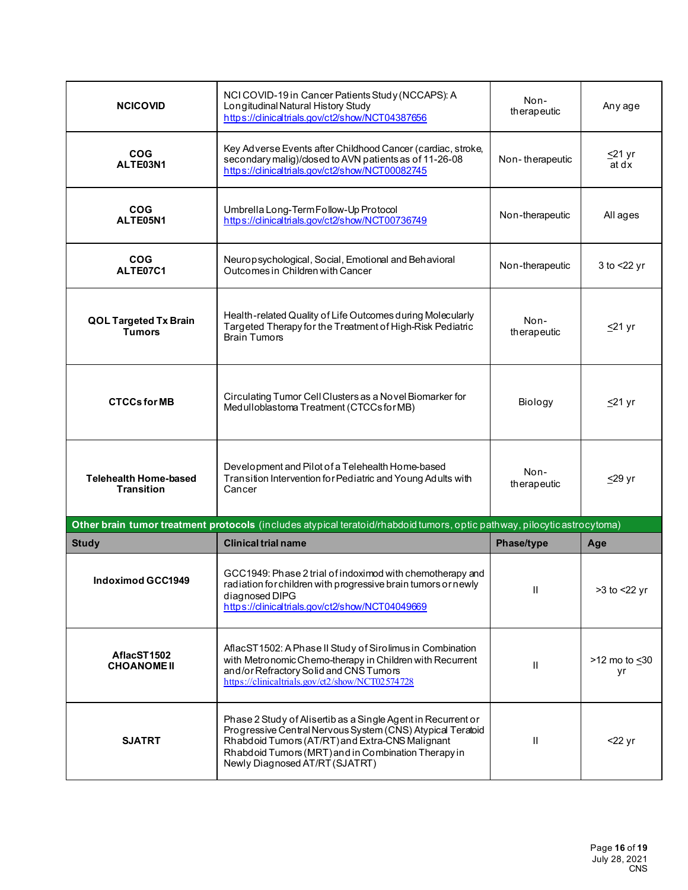| | | | |
|---|---|---|---|
| **NCICOVID** | NCI COVID-19 in Cancer Patients Study (NCCAPS): A Longitudinal Natural History Study https://clinicaltrials.gov/ct2/show/NCT04387656 | Non-therapeutic | Any age |
| **COG ALTE03N1** | Key Adverse Events after Childhood Cancer (cardiac, stroke, secondary malig)/closed to AVN patients as of 11-26-08 https://clinicaltrials.gov/ct2/show/NCT00082745 | Non- therapeutic | <21 yr at dx |
| **COG ALTE05N1** | Umbrella Long-Term Follow-Up Protocol https://clinicaltrials.gov/ct2/show/NCT00736749 | Non-therapeutic | All ages |
| **COG ALTE07C1** | Neuropsychological, Social, Emotional and Behavioral Outcomes in Children with Cancer | Non-therapeutic | 3 to <22 yr |
| **QOL Targeted Tx Brain Tumors** | Health-related Quality of Life Outcomes during Molecularly Targeted Therapy for the Treatment of High-Risk Pediatric Brain Tumors | Non-therapeutic | <21 yr |
| **CTCCs for MB** | Circulating Tumor Cell Clusters as a Novel Biomarker for Medulloblastoma Treatment (CTCCs for MB) | Biology | <21 yr |
| **Telehealth Home-based Transition** | Development and Pilot of a Telehealth Home-based Transition Intervention for Pediatric and Young Adults with Cancer | Non-therapeutic | <29 yr |

**Other brain tumor treatment protocols** (includes atypical teratoid/rhabdoid tumors, optic pathway, pilocytic astrocytoma)

| Study | Clinical trial name | Phase/type | Age |
|---|---|---|---|
| **Indoximod GCC1949** | GCC1949: Phase 2 trial of indoximod with chemotherapy and radiation for children with progressive brain tumors or newly diagnosed DIPG https://clinicaltrials.gov/ct2/show/NCT04049669 | II | >3 to <22 yr |
| **AflacST1502 CHOANOME II** | AflacST1502: A Phase II Study of Sirolimus in Combination with Metronomic Chemo-therapy in Children with Recurrent and/or Refractory Solid and CNS Tumors https://clinicaltrials.gov/ct2/show/NCT02574728 | II | >12 mo to <30 yr |
| **SJATRT** | Phase 2 Study of Alisertib as a Single Agent in Recurrent or Progressive Central Nervous System (CNS) Atypical Teratoid Rhabdoid Tumors (AT/RT) and Extra-CNS Malignant Rhabdoid Tumors (MRT) and in Combination Therapy in Newly Diagnosed AT/RT (SJATRT) | II | <22 yr |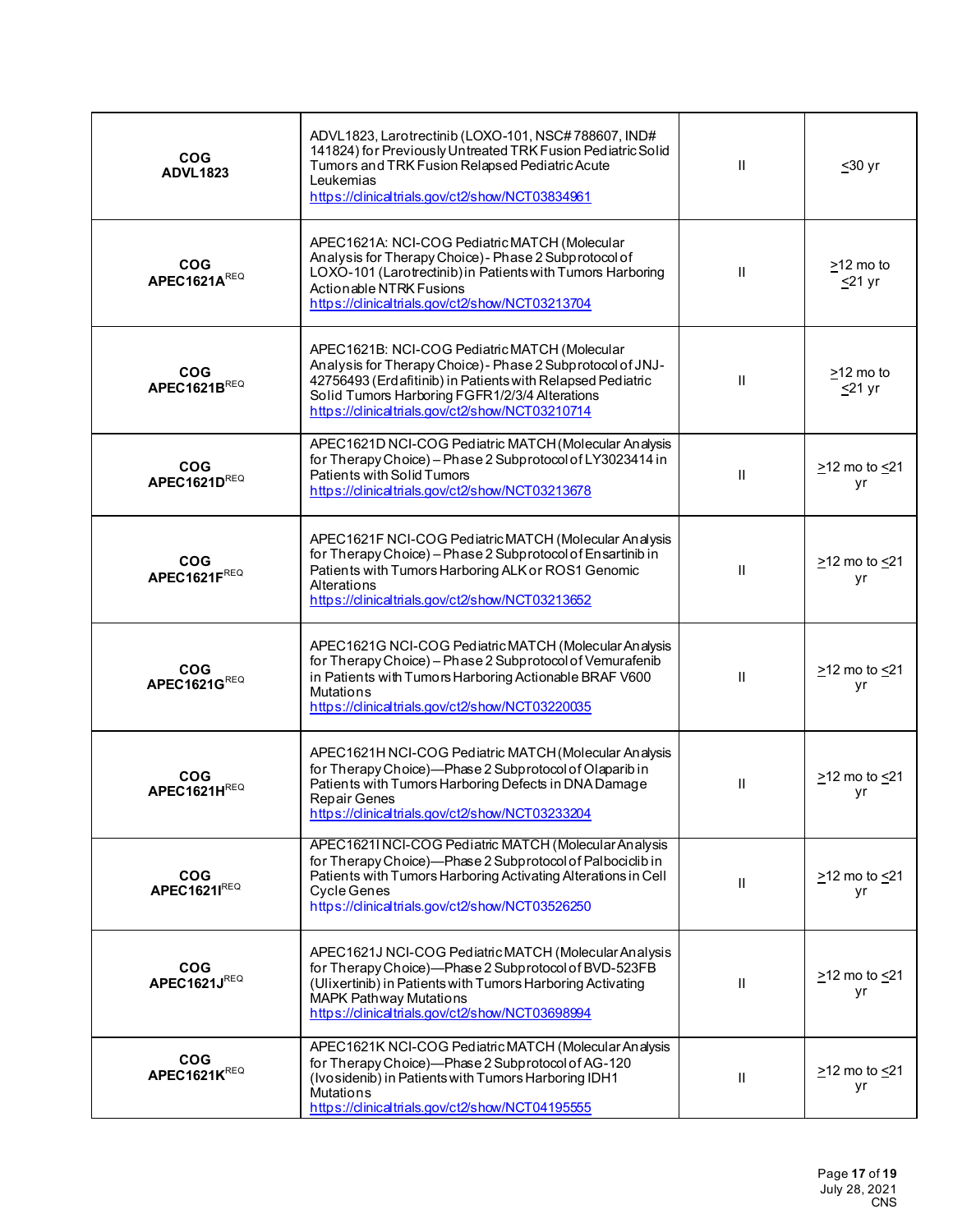| | | | |
|---|---|---|---|
| **COG ADVL1823** | ADVL1823, Larotrectinib (LOXO-101, NSC# 788607, IND# 141824) for Previously Untreated TRK Fusion Pediatric Solid Tumors and TRK Fusion Relapsed Pediatric Acute Leukemias https://clinicaltrials.gov/ct2/show/NCT03834961 | II | ≤30 yr |
| **COG APEC1621A**[REQ] | APEC1621A: NCI-COG Pediatric MATCH (Molecular Analysis for Therapy Choice) - Phase 2 Subprotocol of LOXO-101 (Larotrectinib) in Patients with Tumors Harboring Actionable NTRK Fusions https://clinicaltrials.gov/ct2/show/NCT03213704 | II | ≥12 mo to ≤21 yr |
| **COG APEC1621B**[REQ] | APEC1621B: NCI-COG Pediatric MATCH (Molecular Analysis for Therapy Choice) - Phase 2 Subprotocol of JNJ-42756493 (Erdafitinib) in Patients with Relapsed Pediatric Solid Tumors Harboring FGFR1/2/3/4 Alterations https://clinicaltrials.gov/ct2/show/NCT03210714 | II | ≥12 mo to ≤21 yr |
| **COG APEC1621D**[REQ] | APEC1621D NCI-COG Pediatric MATCH (Molecular Analysis for Therapy Choice) – Phase 2 Subprotocol of LY3023414 in Patients with Solid Tumors https://clinicaltrials.gov/ct2/show/NCT03213678 | II | ≥12 mo to ≤21 yr |
| **COG APEC1621F**[REQ] | APEC1621F NCI-COG Pediatric MATCH (Molecular Analysis for Therapy Choice) – Phase 2 Subprotocol of Ensartinib in Patients with Tumors Harboring ALK or ROS1 Genomic Alterations https://clinicaltrials.gov/ct2/show/NCT03213652 | II | ≥12 mo to ≤21 yr |
| **COG APEC1621G**[REQ] | APEC1621G NCI-COG Pediatric MATCH (Molecular Analysis for Therapy Choice) – Phase 2 Subprotocol of Vemurafenib in Patients with Tumors Harboring Actionable BRAF V600 Mutations https://clinicaltrials.gov/ct2/show/NCT03220035 | II | ≥12 mo to ≤21 yr |
| **COG APEC1621H**[REQ] | APEC1621H NCI-COG Pediatric MATCH (Molecular Analysis for Therapy Choice)—Phase 2 Subprotocol of Olaparib in Patients with Tumors Harboring Defects in DNA Damage Repair Genes https://clinicaltrials.gov/ct2/show/NCT03233204 | II | ≥12 mo to ≤21 yr |
| **COG APEC1621I**[REQ] | APEC1621I NCI-COG Pediatric MATCH (Molecular Analysis for Therapy Choice)—Phase 2 Subprotocol of Palbociclib in Patients with Tumors Harboring Activating Alterations in Cell Cycle Genes https://clinicaltrials.gov/ct2/show/NCT03526250 | II | ≥12 mo to ≤21 yr |
| **COG APEC1621J**[REQ] | APEC1621J NCI-COG Pediatric MATCH (Molecular Analysis for Therapy Choice)—Phase 2 Subprotocol of BVD-523FB (Ulixertinib) in Patients with Tumors Harboring Activating MAPK Pathway Mutations https://clinicaltrials.gov/ct2/show/NCT03698994 | II | ≥12 mo to ≤21 yr |
| **COG APEC1621K**[REQ] | APEC1621K NCI-COG Pediatric MATCH (Molecular Analysis for Therapy Choice)—Phase 2 Subprotocol of AG-120 (Ivosidenib) in Patients with Tumors Harboring IDH1 Mutations https://clinicaltrials.gov/ct2/show/NCT04195555 | II | ≥12 mo to ≤21 yr |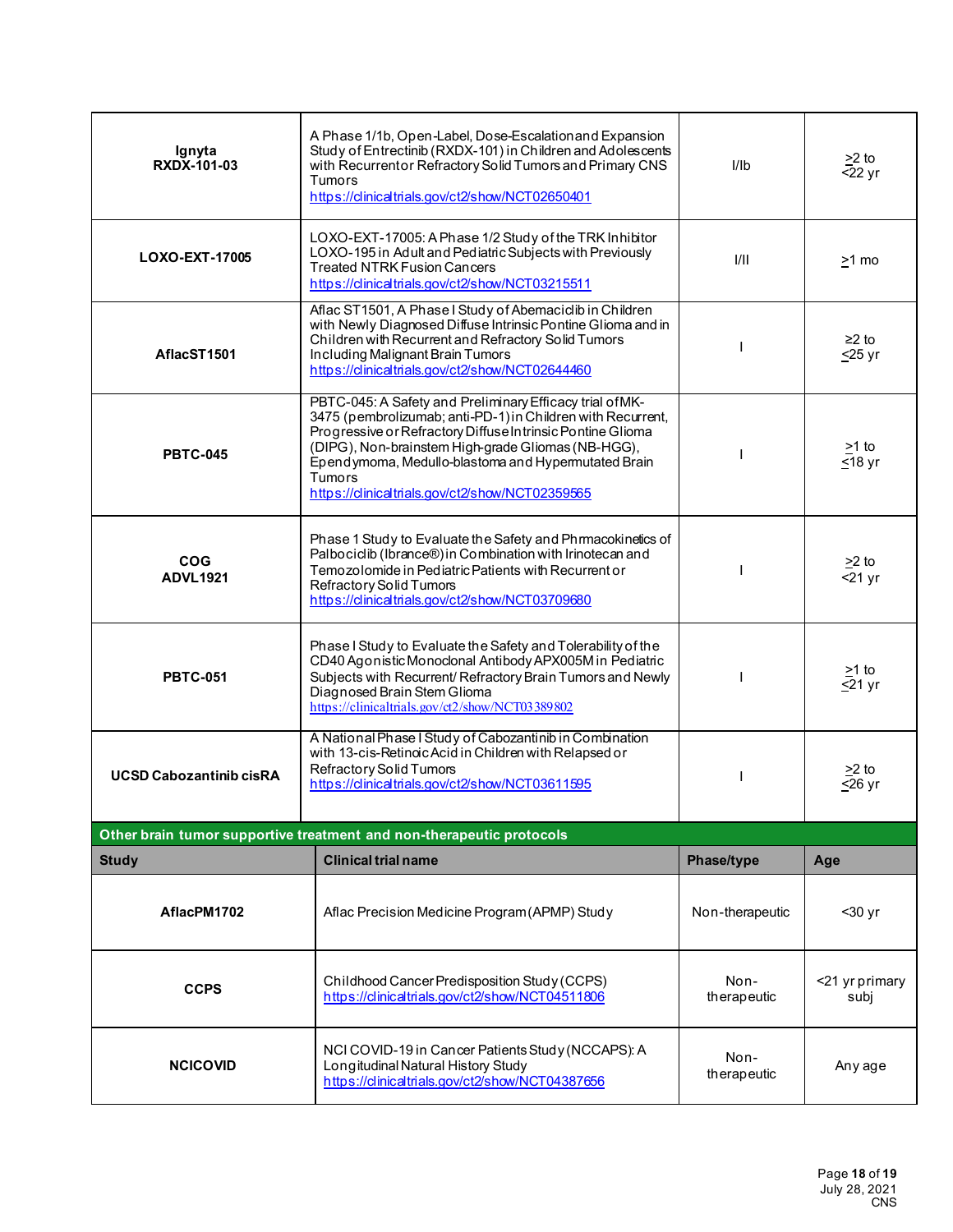| | | | |
|---|---|---|---|
| **Ignyta RXDX-101-03** | A Phase 1/1b, Open-Label, Dose-Escalation and Expansion Study of Entrectinib (RXDX-101) in Children and Adolescents with Recurrent or Refractory Solid Tumors and Primary CNS Tumors https://clinicaltrials.gov/ct2/show/NCT02650401 | I/Ib | ≥2 to ≤22 yr |
| **LOXO-EXT-17005** | LOXO-EXT-17005: A Phase 1/2 Study of the TRK Inhibitor LOXO-195 in Adult and Pediatric Subjects with Previously Treated NTRK Fusion Cancers https://clinicaltrials.gov/ct2/show/NCT03215511 | I/II | ≥1 mo |
| **AflacST1501** | Aflac ST1501, A Phase I Study of Abemaciclib in Children with Newly Diagnosed Diffuse Intrinsic Pontine Glioma and in Children with Recurrent and Refractory Solid Tumors Including Malignant Brain Tumors https://clinicaltrials.gov/ct2/show/NCT02644460 | I | ≥2 to ≤25 yr |
| **PBTC-045** | PBTC-045: A Safety and Preliminary Efficacy trial of MK-3475 (pembrolizumab; anti-PD-1) in Children with Recurrent, Progressive or Refractory Diffuse Intrinsic Pontine Glioma (DIPG), Non-brainstem High-grade Gliomas (NB-HGG), Ependymoma, Medullo-blastoma and Hypermutated Brain Tumors https://clinicaltrials.gov/ct2/show/NCT02359565 | I | ≥1 to ≤18 yr |
| **COG ADVL1921** | Phase 1 Study to Evaluate the Safety and Phrmacokinetics of Palbociclib (Ibrance®) in Combination with Irinotecan and Temozolomide in Pediatric Patients with Recurrent or Refractory Solid Tumors https://clinicaltrials.gov/ct2/show/NCT03709680 | I | ≥2 to <21 yr |
| **PBTC-051** | Phase I Study to Evaluate the Safety and Tolerability of the CD40 Agonistic Monoclonal Antibody APX005M in Pediatric Subjects with Recurrent/ Refractory Brain Tumors and Newly Diagnosed Brain Stem Glioma https://clinicaltrials.gov/ct2/show/NCT03389802 | I | ≥1 to ≤21 yr |
| **UCSD Cabozantinib cisRA** | A National Phase I Study of Cabozantinib in Combination with 13-cis-Retinoic Acid in Children with Relapsed or Refractory Solid Tumors https://clinicaltrials.gov/ct2/show/NCT03611595 | I | ≥2 to ≤26 yr |

**Other brain tumor supportive treatment and non-therapeutic protocols**

| Study | Clinical trial name | Phase/type | Age |
|---|---|---|---|
| **AflacPM1702** | Aflac Precision Medicine Program (APMP) Study | Non-therapeutic | <30 yr |
| **CCPS** | Childhood Cancer Predisposition Study (CCPS) https://clinicaltrials.gov/ct2/show/NCT04511806 | Non-therapeutic | <21 yr primary subj |
| **NCICOVID** | NCI COVID-19 in Cancer Patients Study (NCCAPS): A Longitudinal Natural History Study https://clinicaltrials.gov/ct2/show/NCT04387656 | Non-therapeutic | Any age |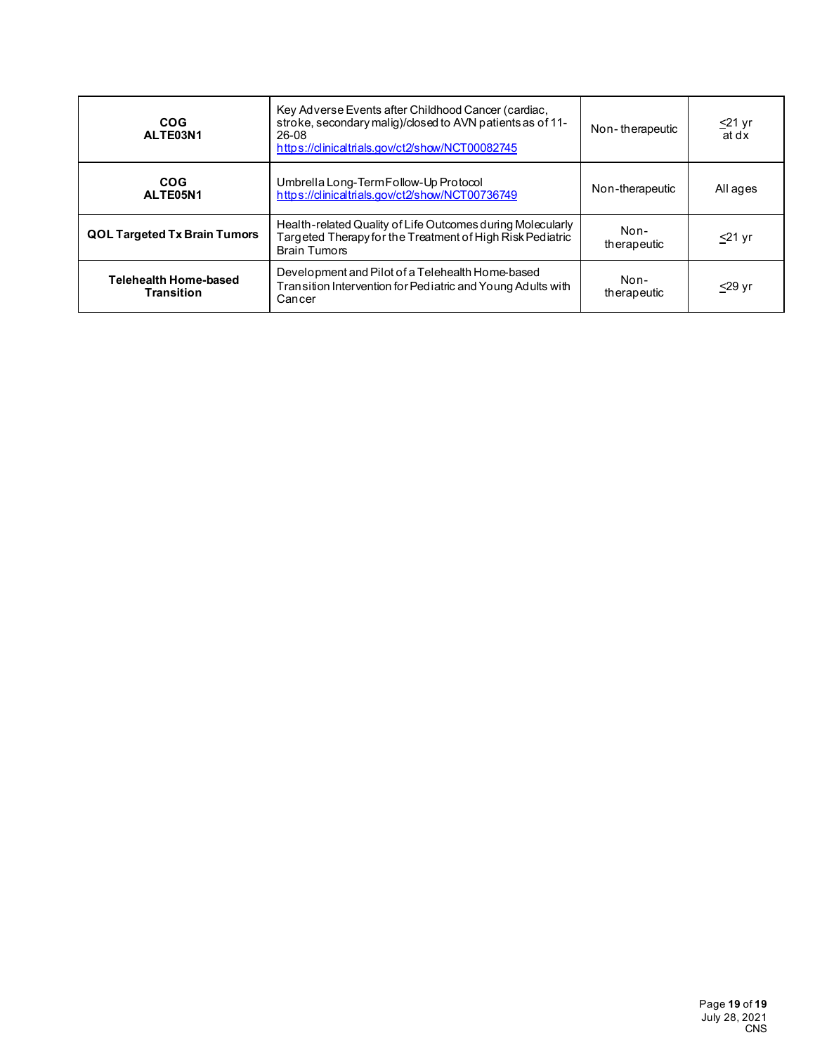| | | | |
|---|---|---|---|
| **COG ALTE03N1** | Key Adverse Events after Childhood Cancer (cardiac, stroke, secondary malig)/closed to AVN patients as of 11-26-08 https://clinicaltrials.gov/ct2/show/NCT00082745 | Non- therapeutic | <u><</u>21 yr at dx |
| **COG ALTE05N1** | Umbrella Long-Term Follow-Up Protocol https://clinicaltrials.gov/ct2/show/NCT00736749 | Non-therapeutic | All ages |
| **QOL Targeted Tx Brain Tumors** | Health-related Quality of Life Outcomes during Molecularly Targeted Therapy for the Treatment of High Risk Pediatric Brain Tumors | Non-therapeutic | <u><</u>21 yr |
| **Telehealth Home-based Transition** | Development and Pilot of a Telehealth Home-based Transition Intervention for Pediatric and Young Adults with Cancer | Non-therapeutic | <u><</u>29 yr |